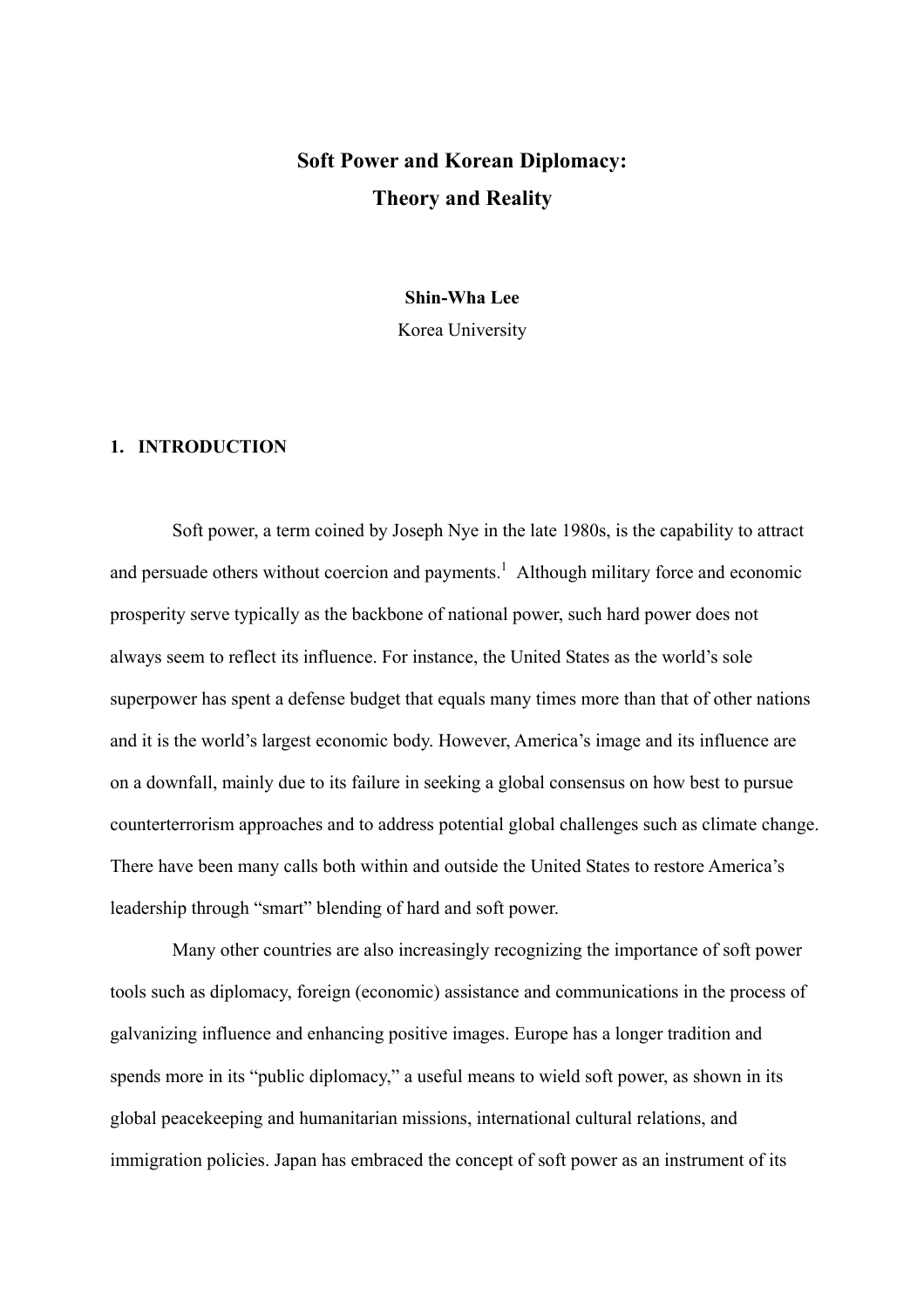# Soft Power and Korean Diplomacy: Theory and Reality

**Shin-Wha Lee**

Korea University

## 1. INTRODUCTION

Soft power, a term coined by Joseph Nye in the late 1980s, is the capability to attract and persuade others without coercion and payments.[1] Although military force and economic prosperity serve typically as the backbone of national power, such hard power does not always seem to reflect its influence. For instance, the United States as the world's sole superpower has spent a defense budget that equals many times more than that of other nations and it is the world's largest economic body. However, America's image and its influence are on a downfall, mainly due to its failure in seeking a global consensus on how best to pursue counterterrorism approaches and to address potential global challenges such as climate change. There have been many calls both within and outside the United States to restore America's leadership through "smart" blending of hard and soft power.

Many other countries are also increasingly recognizing the importance of soft power tools such as diplomacy, foreign (economic) assistance and communications in the process of galvanizing influence and enhancing positive images. Europe has a longer tradition and spends more in its "public diplomacy," a useful means to wield soft power, as shown in its global peacekeeping and humanitarian missions, international cultural relations, and immigration policies. Japan has embraced the concept of soft power as an instrument of its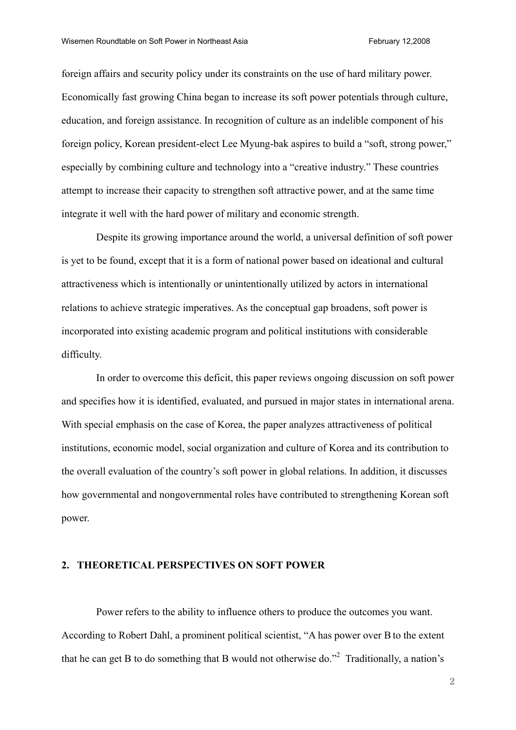foreign affairs and security policy under its constraints on the use of hard military power. Economically fast growing China began to increase its soft power potentials through culture, education, and foreign assistance. In recognition of culture as an indelible component of his foreign policy, Korean president-elect Lee Myung-bak aspires to build a "soft, strong power," especially by combining culture and technology into a "creative industry." These countries attempt to increase their capacity to strengthen soft attractive power, and at the same time integrate it well with the hard power of military and economic strength.

Despite its growing importance around the world, a universal definition of soft power is yet to be found, except that it is a form of national power based on ideational and cultural attractiveness which is intentionally or unintentionally utilized by actors in international relations to achieve strategic imperatives. As the conceptual gap broadens, soft power is incorporated into existing academic program and political institutions with considerable difficulty.

In order to overcome this deficit, this paper reviews ongoing discussion on soft power and specifies how it is identified, evaluated, and pursued in major states in international arena. With special emphasis on the case of Korea, the paper analyzes attractiveness of political institutions, economic model, social organization and culture of Korea and its contribution to the overall evaluation of the country's soft power in global relations. In addition, it discusses how governmental and nongovernmental roles have contributed to strengthening Korean soft power.

## 2. THEORETICAL PERSPECTIVES ON SOFT POWER

Power refers to the ability to influence others to produce the outcomes you want. According to Robert Dahl, a prominent political scientist, "A has power over B to the extent that he can get B to do something that B would not otherwise do."[2] Traditionally, a nation's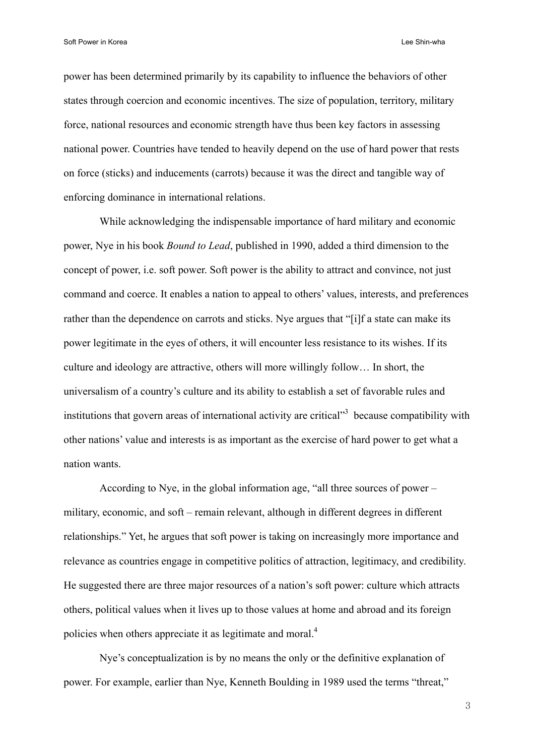power has been determined primarily by its capability to influence the behaviors of other states through coercion and economic incentives. The size of population, territory, military force, national resources and economic strength have thus been key factors in assessing national power. Countries have tended to heavily depend on the use of hard power that rests on force (sticks) and inducements (carrots) because it was the direct and tangible way of enforcing dominance in international relations.

While acknowledging the indispensable importance of hard military and economic power, Nye in his book *Bound to Lead*, published in 1990, added a third dimension to the concept of power, i.e. soft power. Soft power is the ability to attract and convince, not just command and coerce. It enables a nation to appeal to others' values, interests, and preferences rather than the dependence on carrots and sticks. Nye argues that "[i]f a state can make its power legitimate in the eyes of others, it will encounter less resistance to its wishes. If its culture and ideology are attractive, others will more willingly follow… In short, the universalism of a country's culture and its ability to establish a set of favorable rules and institutions that govern areas of international activity are critical"[3] because compatibility with other nations' value and interests is as important as the exercise of hard power to get what a nation wants.

According to Nye, in the global information age, "all three sources of power – military, economic, and soft – remain relevant, although in different degrees in different relationships." Yet, he argues that soft power is taking on increasingly more importance and relevance as countries engage in competitive politics of attraction, legitimacy, and credibility. He suggested there are three major resources of a nation's soft power: culture which attracts others, political values when it lives up to those values at home and abroad and its foreign policies when others appreciate it as legitimate and moral.[4]

Nye's conceptualization is by no means the only or the definitive explanation of power. For example, earlier than Nye, Kenneth Boulding in 1989 used the terms "threat,"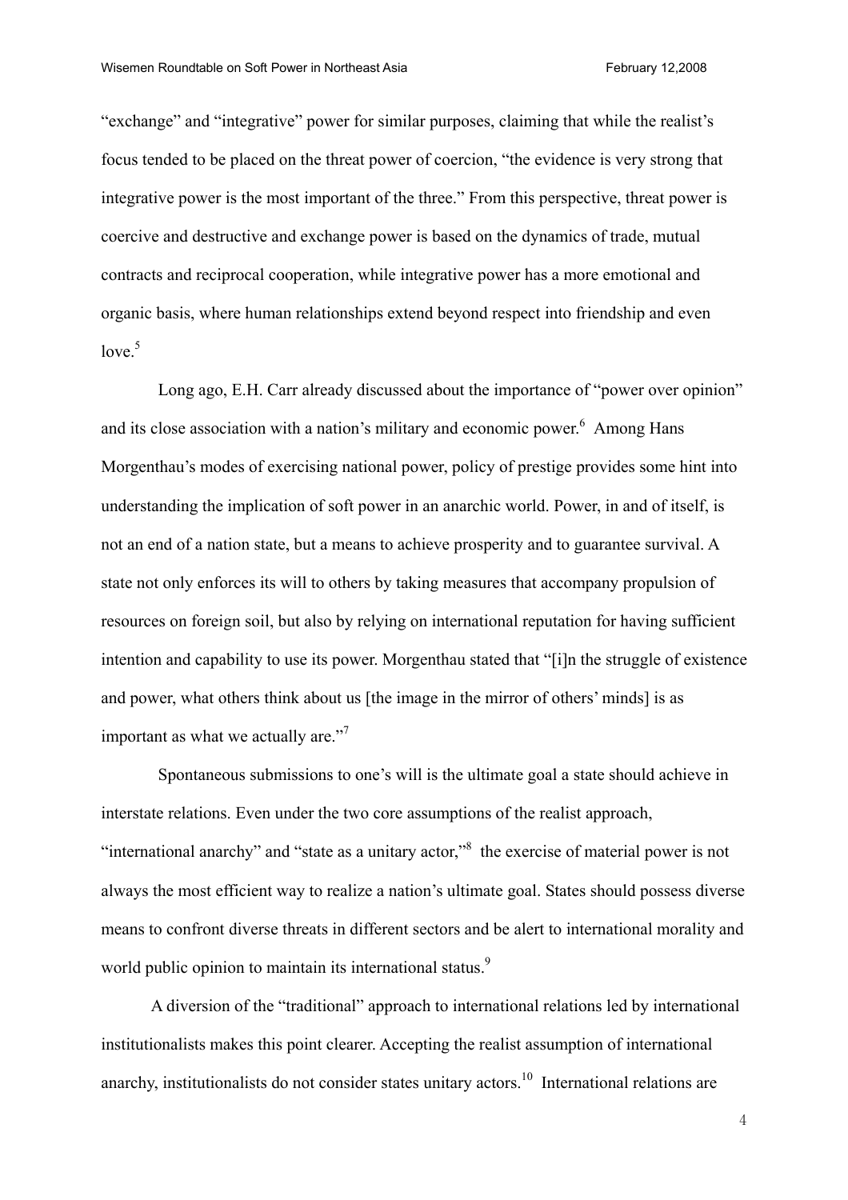"exchange" and "integrative" power for similar purposes, claiming that while the realist's focus tended to be placed on the threat power of coercion, "the evidence is very strong that integrative power is the most important of the three." From this perspective, threat power is coercive and destructive and exchange power is based on the dynamics of trade, mutual contracts and reciprocal cooperation, while integrative power has a more emotional and organic basis, where human relationships extend beyond respect into friendship and even love.[5]

Long ago, E.H. Carr already discussed about the importance of "power over opinion" and its close association with a nation's military and economic power.[6] Among Hans Morgenthau's modes of exercising national power, policy of prestige provides some hint into understanding the implication of soft power in an anarchic world. Power, in and of itself, is not an end of a nation state, but a means to achieve prosperity and to guarantee survival. A state not only enforces its will to others by taking measures that accompany propulsion of resources on foreign soil, but also by relying on international reputation for having sufficient intention and capability to use its power. Morgenthau stated that "[i]n the struggle of existence and power, what others think about us [the image in the mirror of others' minds] is as important as what we actually are."[7]

Spontaneous submissions to one's will is the ultimate goal a state should achieve in interstate relations. Even under the two core assumptions of the realist approach, "international anarchy" and "state as a unitary actor,"[8] the exercise of material power is not always the most efficient way to realize a nation's ultimate goal. States should possess diverse means to confront diverse threats in different sectors and be alert to international morality and world public opinion to maintain its international status.[9]

A diversion of the "traditional" approach to international relations led by international institutionalists makes this point clearer. Accepting the realist assumption of international anarchy, institutionalists do not consider states unitary actors.[10] International relations are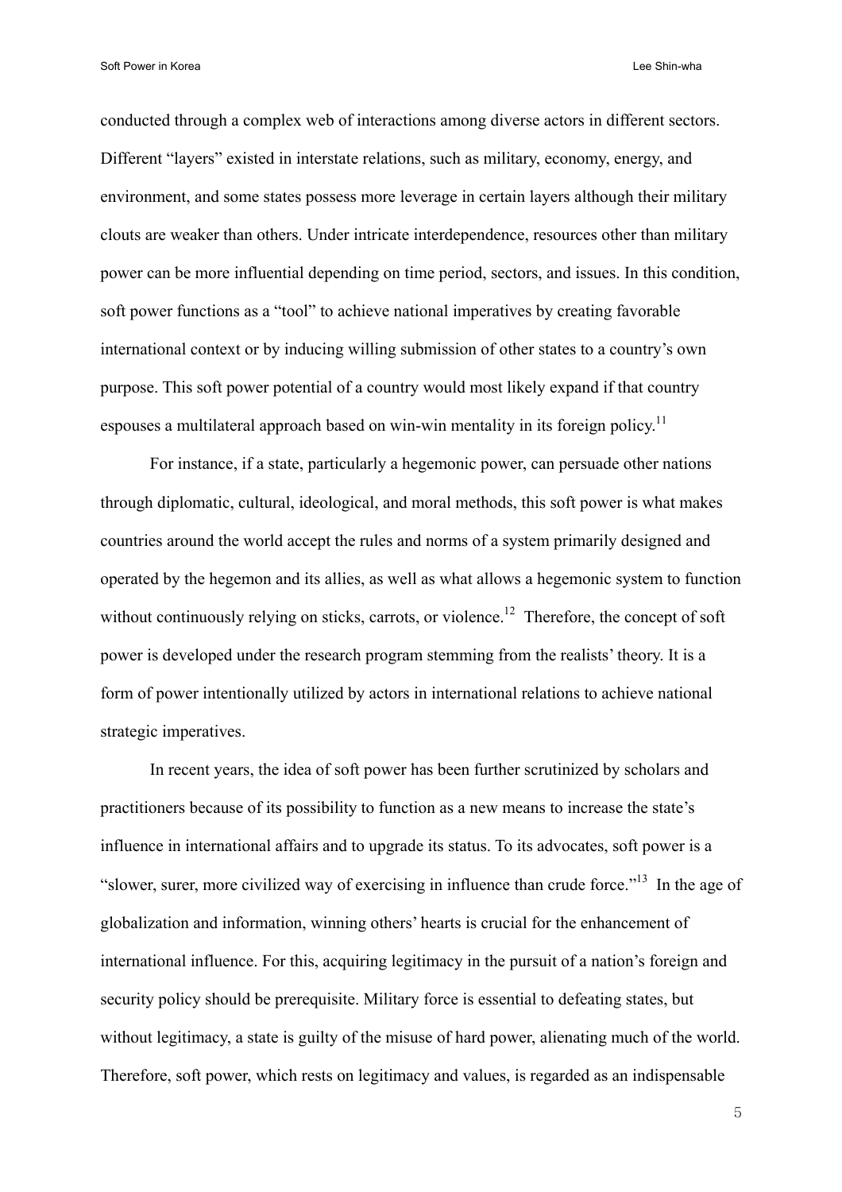conducted through a complex web of interactions among diverse actors in different sectors. Different "layers" existed in interstate relations, such as military, economy, energy, and environment, and some states possess more leverage in certain layers although their military clouts are weaker than others. Under intricate interdependence, resources other than military power can be more influential depending on time period, sectors, and issues. In this condition, soft power functions as a "tool" to achieve national imperatives by creating favorable international context or by inducing willing submission of other states to a country's own purpose. This soft power potential of a country would most likely expand if that country espouses a multilateral approach based on win-win mentality in its foreign policy.[11]

For instance, if a state, particularly a hegemonic power, can persuade other nations through diplomatic, cultural, ideological, and moral methods, this soft power is what makes countries around the world accept the rules and norms of a system primarily designed and operated by the hegemon and its allies, as well as what allows a hegemonic system to function without continuously relying on sticks, carrots, or violence.[12] Therefore, the concept of soft power is developed under the research program stemming from the realists' theory. It is a form of power intentionally utilized by actors in international relations to achieve national strategic imperatives.

In recent years, the idea of soft power has been further scrutinized by scholars and practitioners because of its possibility to function as a new means to increase the state's influence in international affairs and to upgrade its status. To its advocates, soft power is a "slower, surer, more civilized way of exercising in influence than crude force."[13] In the age of globalization and information, winning others' hearts is crucial for the enhancement of international influence. For this, acquiring legitimacy in the pursuit of a nation's foreign and security policy should be prerequisite. Military force is essential to defeating states, but without legitimacy, a state is guilty of the misuse of hard power, alienating much of the world. Therefore, soft power, which rests on legitimacy and values, is regarded as an indispensable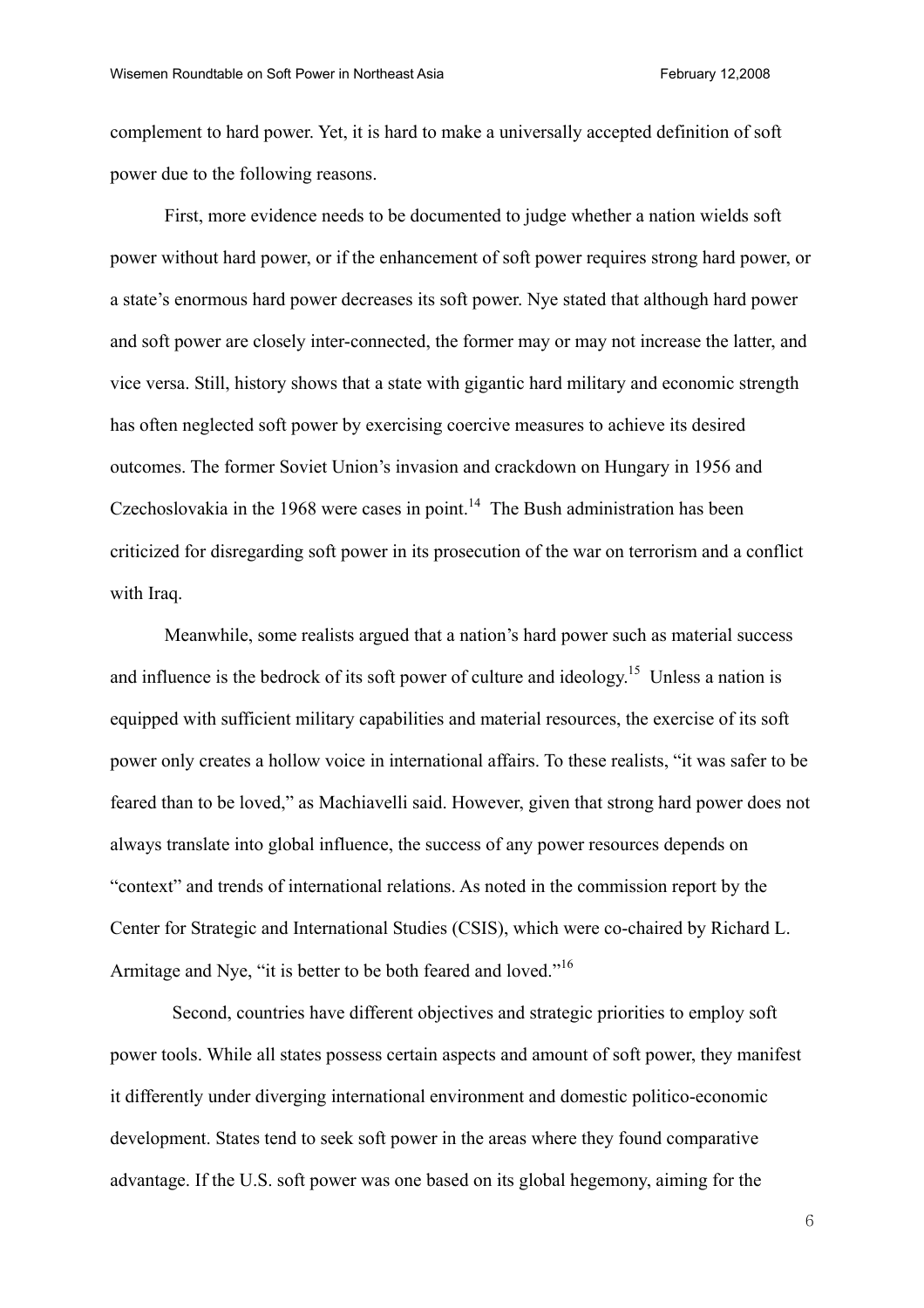complement to hard power. Yet, it is hard to make a universally accepted definition of soft power due to the following reasons.

First, more evidence needs to be documented to judge whether a nation wields soft power without hard power, or if the enhancement of soft power requires strong hard power, or a state's enormous hard power decreases its soft power. Nye stated that although hard power and soft power are closely inter-connected, the former may or may not increase the latter, and vice versa. Still, history shows that a state with gigantic hard military and economic strength has often neglected soft power by exercising coercive measures to achieve its desired outcomes. The former Soviet Union's invasion and crackdown on Hungary in 1956 and Czechoslovakia in the 1968 were cases in point.[14] The Bush administration has been criticized for disregarding soft power in its prosecution of the war on terrorism and a conflict with Iraq.

Meanwhile, some realists argued that a nation's hard power such as material success and influence is the bedrock of its soft power of culture and ideology.[15] Unless a nation is equipped with sufficient military capabilities and material resources, the exercise of its soft power only creates a hollow voice in international affairs. To these realists, "it was safer to be feared than to be loved," as Machiavelli said. However, given that strong hard power does not always translate into global influence, the success of any power resources depends on "context" and trends of international relations. As noted in the commission report by the Center for Strategic and International Studies (CSIS), which were co-chaired by Richard L. Armitage and Nye, "it is better to be both feared and loved."[16]

Second, countries have different objectives and strategic priorities to employ soft power tools. While all states possess certain aspects and amount of soft power, they manifest it differently under diverging international environment and domestic politico-economic development. States tend to seek soft power in the areas where they found comparative advantage. If the U.S. soft power was one based on its global hegemony, aiming for the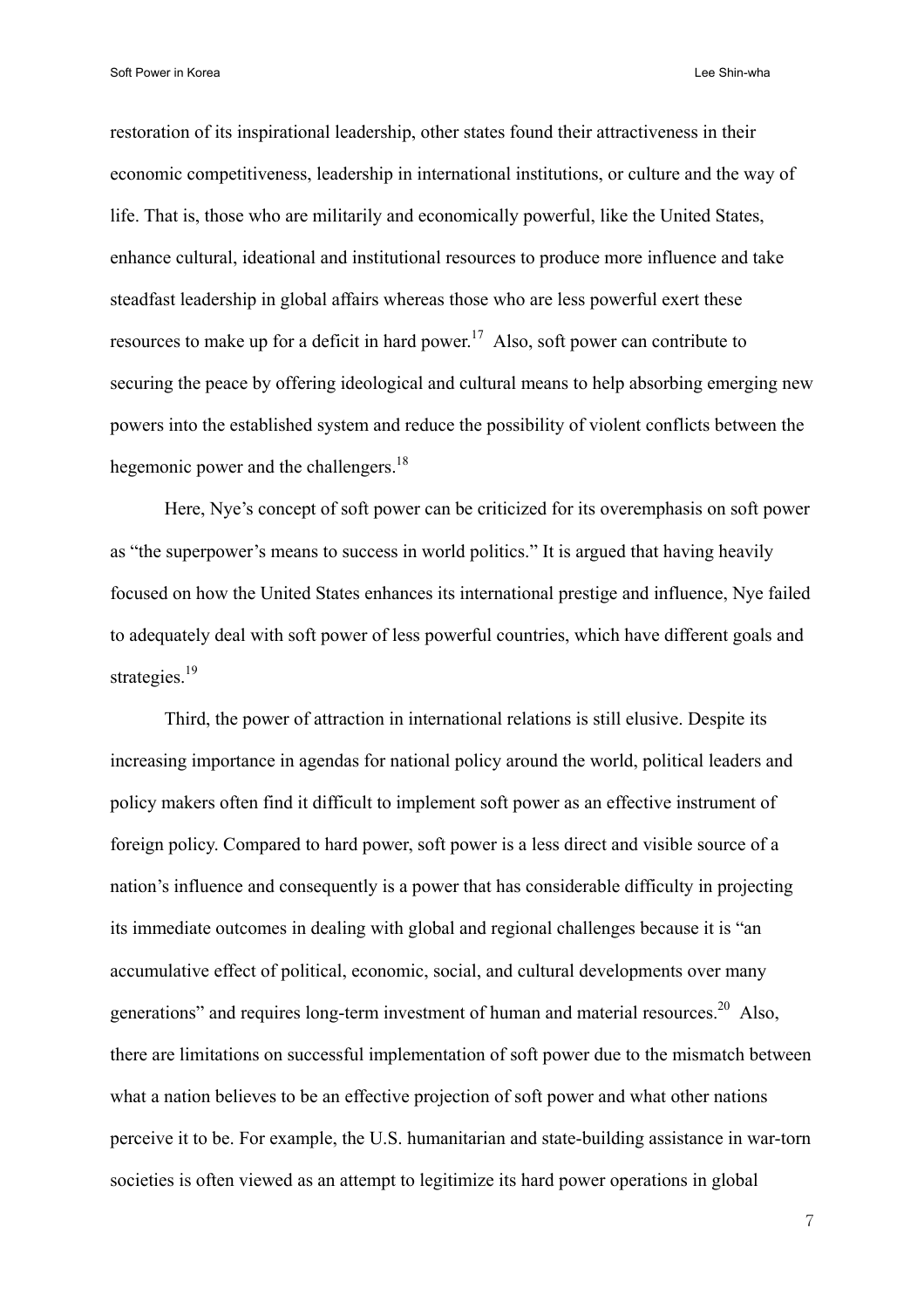restoration of its inspirational leadership, other states found their attractiveness in their economic competitiveness, leadership in international institutions, or culture and the way of life. That is, those who are militarily and economically powerful, like the United States, enhance cultural, ideational and institutional resources to produce more influence and take steadfast leadership in global affairs whereas those who are less powerful exert these resources to make up for a deficit in hard power.[17] Also, soft power can contribute to securing the peace by offering ideological and cultural means to help absorbing emerging new powers into the established system and reduce the possibility of violent conflicts between the hegemonic power and the challengers.[18]

Here, Nye's concept of soft power can be criticized for its overemphasis on soft power as "the superpower's means to success in world politics." It is argued that having heavily focused on how the United States enhances its international prestige and influence, Nye failed to adequately deal with soft power of less powerful countries, which have different goals and strategies.[19]

Third, the power of attraction in international relations is still elusive. Despite its increasing importance in agendas for national policy around the world, political leaders and policy makers often find it difficult to implement soft power as an effective instrument of foreign policy. Compared to hard power, soft power is a less direct and visible source of a nation's influence and consequently is a power that has considerable difficulty in projecting its immediate outcomes in dealing with global and regional challenges because it is "an accumulative effect of political, economic, social, and cultural developments over many generations" and requires long-term investment of human and material resources.[20] Also, there are limitations on successful implementation of soft power due to the mismatch between what a nation believes to be an effective projection of soft power and what other nations perceive it to be. For example, the U.S. humanitarian and state-building assistance in war-torn societies is often viewed as an attempt to legitimize its hard power operations in global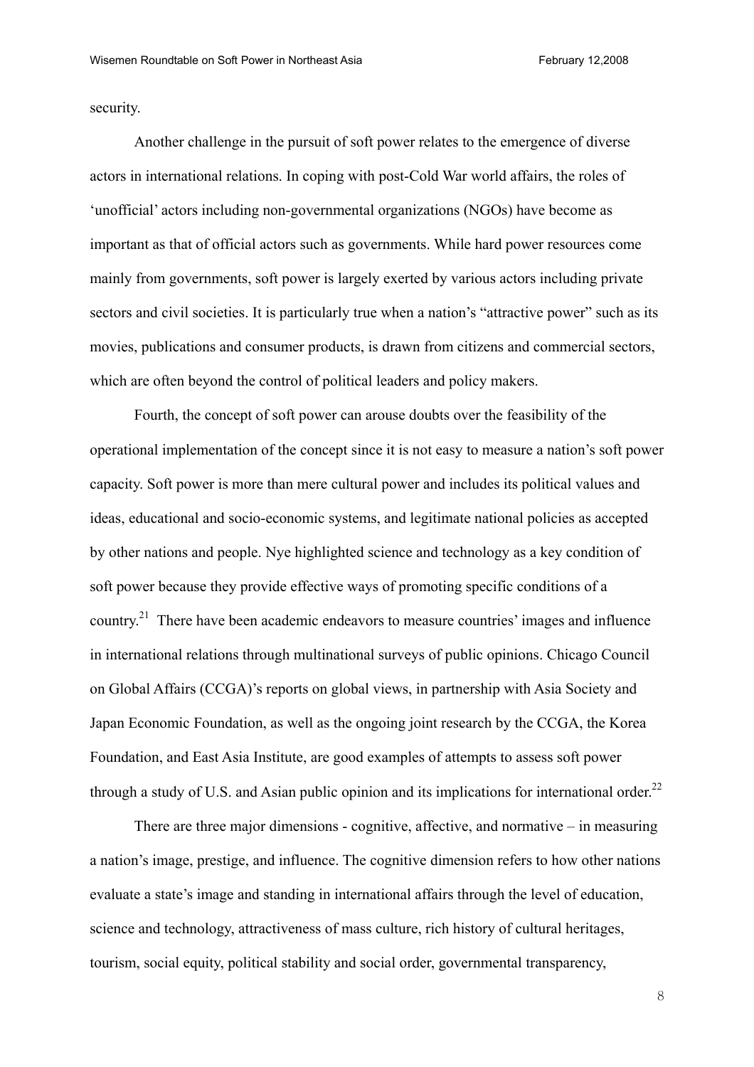security.

Another challenge in the pursuit of soft power relates to the emergence of diverse actors in international relations. In coping with post-Cold War world affairs, the roles of 'unofficial' actors including non-governmental organizations (NGOs) have become as important as that of official actors such as governments. While hard power resources come mainly from governments, soft power is largely exerted by various actors including private sectors and civil societies. It is particularly true when a nation's "attractive power" such as its movies, publications and consumer products, is drawn from citizens and commercial sectors, which are often beyond the control of political leaders and policy makers.

Fourth, the concept of soft power can arouse doubts over the feasibility of the operational implementation of the concept since it is not easy to measure a nation's soft power capacity. Soft power is more than mere cultural power and includes its political values and ideas, educational and socio-economic systems, and legitimate national policies as accepted by other nations and people. Nye highlighted science and technology as a key condition of soft power because they provide effective ways of promoting specific conditions of a country.[21] There have been academic endeavors to measure countries' images and influence in international relations through multinational surveys of public opinions. Chicago Council on Global Affairs (CCGA)'s reports on global views, in partnership with Asia Society and Japan Economic Foundation, as well as the ongoing joint research by the CCGA, the Korea Foundation, and East Asia Institute, are good examples of attempts to assess soft power through a study of U.S. and Asian public opinion and its implications for international order.[22]

There are three major dimensions - cognitive, affective, and normative – in measuring a nation's image, prestige, and influence. The cognitive dimension refers to how other nations evaluate a state's image and standing in international affairs through the level of education, science and technology, attractiveness of mass culture, rich history of cultural heritages, tourism, social equity, political stability and social order, governmental transparency,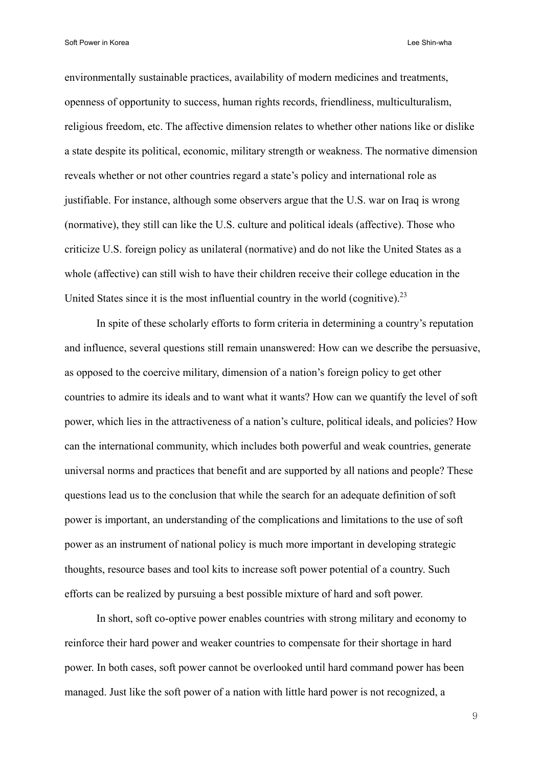environmentally sustainable practices, availability of modern medicines and treatments, openness of opportunity to success, human rights records, friendliness, multiculturalism, religious freedom, etc. The affective dimension relates to whether other nations like or dislike a state despite its political, economic, military strength or weakness. The normative dimension reveals whether or not other countries regard a state's policy and international role as justifiable. For instance, although some observers argue that the U.S. war on Iraq is wrong (normative), they still can like the U.S. culture and political ideals (affective). Those who criticize U.S. foreign policy as unilateral (normative) and do not like the United States as a whole (affective) can still wish to have their children receive their college education in the United States since it is the most influential country in the world (cognitive).[23]

In spite of these scholarly efforts to form criteria in determining a country's reputation and influence, several questions still remain unanswered: How can we describe the persuasive, as opposed to the coercive military, dimension of a nation's foreign policy to get other countries to admire its ideals and to want what it wants? How can we quantify the level of soft power, which lies in the attractiveness of a nation's culture, political ideals, and policies? How can the international community, which includes both powerful and weak countries, generate universal norms and practices that benefit and are supported by all nations and people? These questions lead us to the conclusion that while the search for an adequate definition of soft power is important, an understanding of the complications and limitations to the use of soft power as an instrument of national policy is much more important in developing strategic thoughts, resource bases and tool kits to increase soft power potential of a country. Such efforts can be realized by pursuing a best possible mixture of hard and soft power.

In short, soft co-optive power enables countries with strong military and economy to reinforce their hard power and weaker countries to compensate for their shortage in hard power. In both cases, soft power cannot be overlooked until hard command power has been managed. Just like the soft power of a nation with little hard power is not recognized, a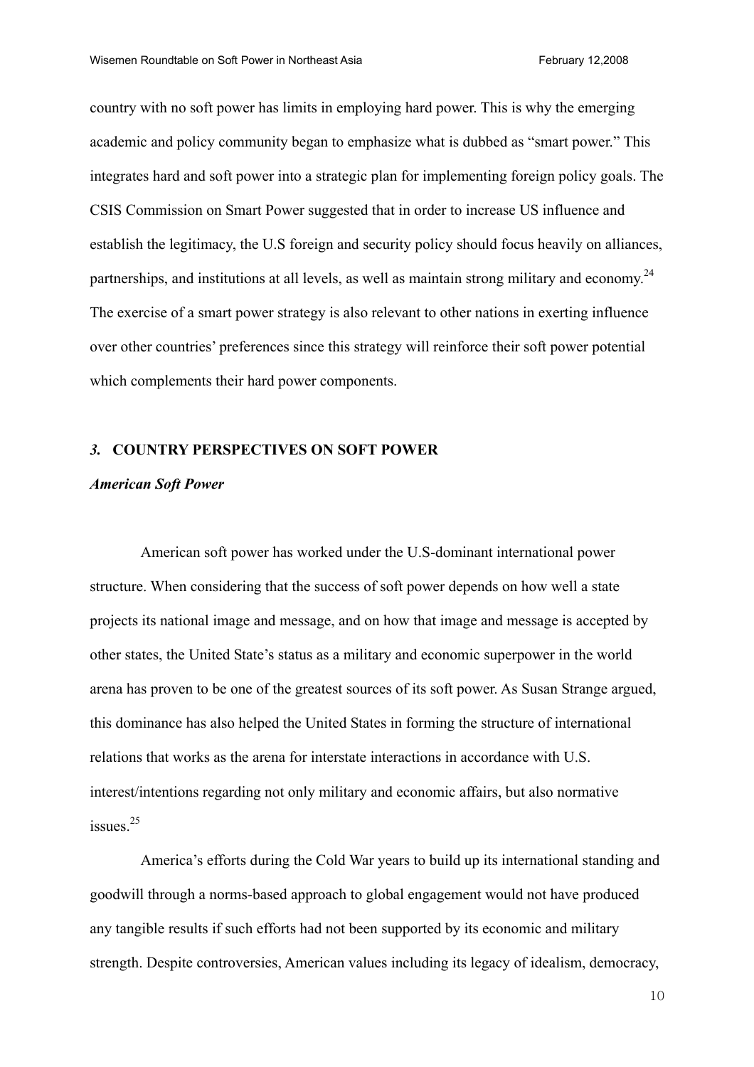country with no soft power has limits in employing hard power. This is why the emerging academic and policy community began to emphasize what is dubbed as "smart power." This integrates hard and soft power into a strategic plan for implementing foreign policy goals. The CSIS Commission on Smart Power suggested that in order to increase US influence and establish the legitimacy, the U.S foreign and security policy should focus heavily on alliances, partnerships, and institutions at all levels, as well as maintain strong military and economy.[24] The exercise of a smart power strategy is also relevant to other nations in exerting influence over other countries' preferences since this strategy will reinforce their soft power potential which complements their hard power components.

## *3.* COUNTRY PERSPECTIVES ON SOFT POWER

### *American Soft Power*

American soft power has worked under the U.S-dominant international power structure. When considering that the success of soft power depends on how well a state projects its national image and message, and on how that image and message is accepted by other states, the United State's status as a military and economic superpower in the world arena has proven to be one of the greatest sources of its soft power. As Susan Strange argued, this dominance has also helped the United States in forming the structure of international relations that works as the arena for interstate interactions in accordance with U.S. interest/intentions regarding not only military and economic affairs, but also normative issues.[25]

America's efforts during the Cold War years to build up its international standing and goodwill through a norms-based approach to global engagement would not have produced any tangible results if such efforts had not been supported by its economic and military strength. Despite controversies, American values including its legacy of idealism, democracy,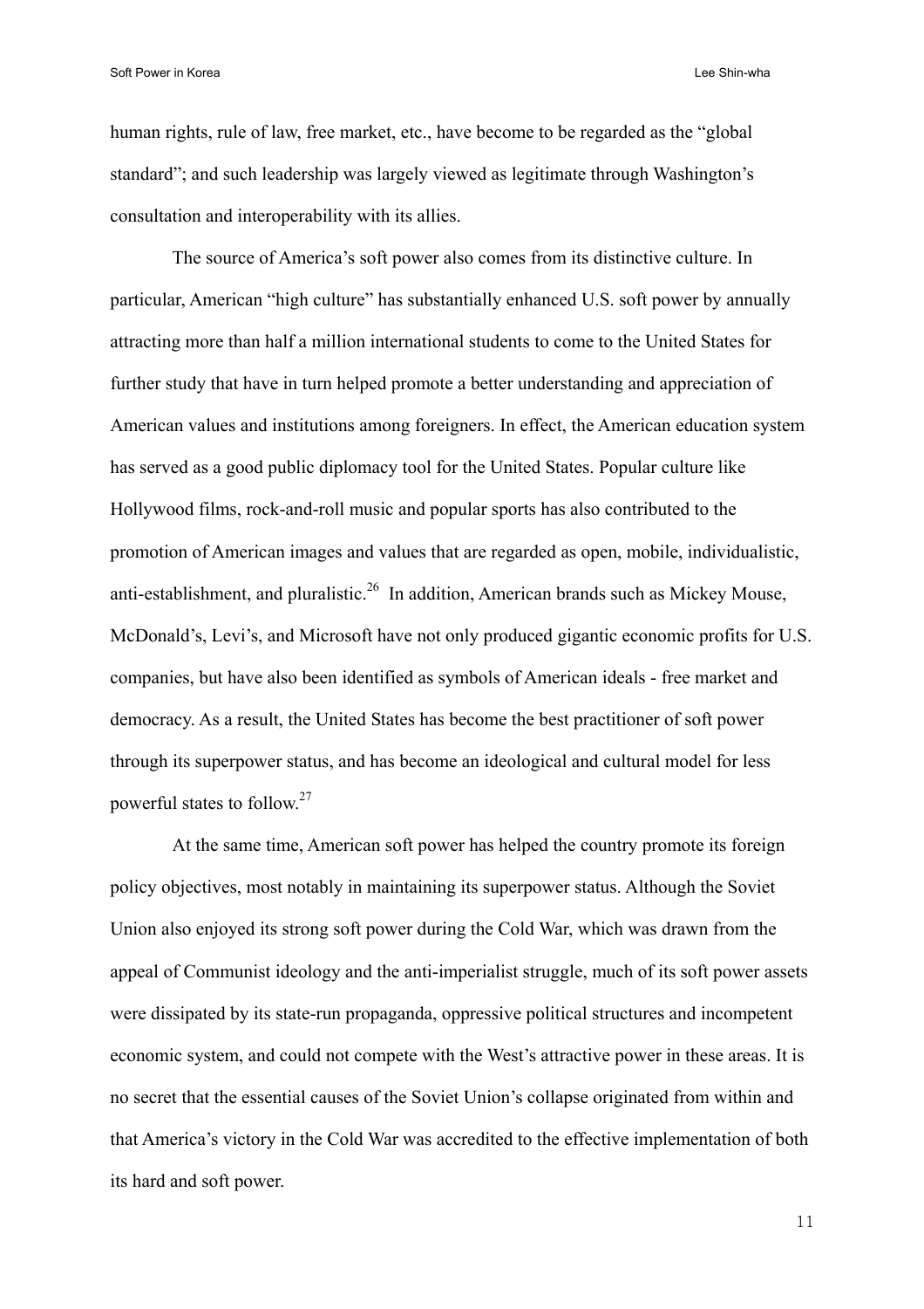human rights, rule of law, free market, etc., have become to be regarded as the "global standard"; and such leadership was largely viewed as legitimate through Washington's consultation and interoperability with its allies.

The source of America's soft power also comes from its distinctive culture. In particular, American "high culture" has substantially enhanced U.S. soft power by annually attracting more than half a million international students to come to the United States for further study that have in turn helped promote a better understanding and appreciation of American values and institutions among foreigners. In effect, the American education system has served as a good public diplomacy tool for the United States. Popular culture like Hollywood films, rock-and-roll music and popular sports has also contributed to the promotion of American images and values that are regarded as open, mobile, individualistic, anti-establishment, and pluralistic.[26] In addition, American brands such as Mickey Mouse, McDonald's, Levi's, and Microsoft have not only produced gigantic economic profits for U.S. companies, but have also been identified as symbols of American ideals - free market and democracy. As a result, the United States has become the best practitioner of soft power through its superpower status, and has become an ideological and cultural model for less powerful states to follow.[27]

At the same time, American soft power has helped the country promote its foreign policy objectives, most notably in maintaining its superpower status. Although the Soviet Union also enjoyed its strong soft power during the Cold War, which was drawn from the appeal of Communist ideology and the anti-imperialist struggle, much of its soft power assets were dissipated by its state-run propaganda, oppressive political structures and incompetent economic system, and could not compete with the West's attractive power in these areas. It is no secret that the essential causes of the Soviet Union's collapse originated from within and that America's victory in the Cold War was accredited to the effective implementation of both its hard and soft power.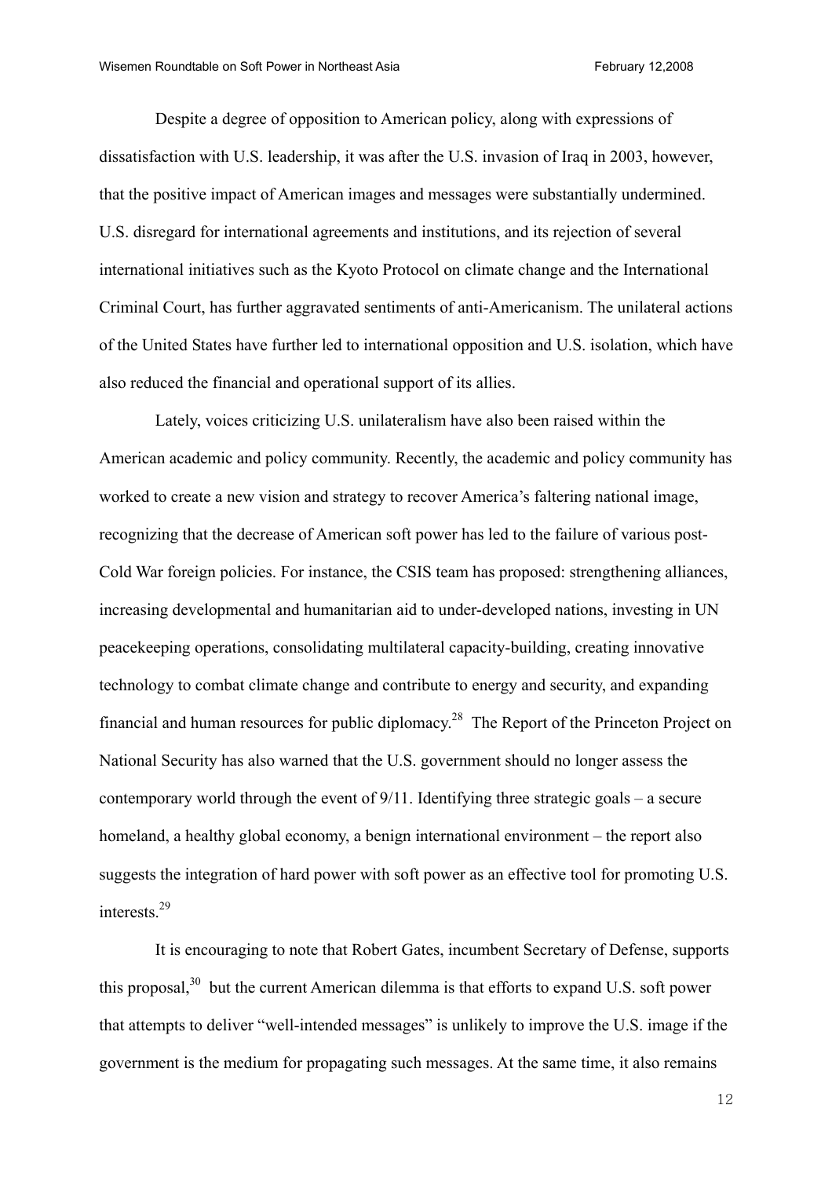Despite a degree of opposition to American policy, along with expressions of dissatisfaction with U.S. leadership, it was after the U.S. invasion of Iraq in 2003, however, that the positive impact of American images and messages were substantially undermined. U.S. disregard for international agreements and institutions, and its rejection of several international initiatives such as the Kyoto Protocol on climate change and the International Criminal Court, has further aggravated sentiments of anti-Americanism. The unilateral actions of the United States have further led to international opposition and U.S. isolation, which have also reduced the financial and operational support of its allies.

Lately, voices criticizing U.S. unilateralism have also been raised within the American academic and policy community. Recently, the academic and policy community has worked to create a new vision and strategy to recover America's faltering national image, recognizing that the decrease of American soft power has led to the failure of various post-Cold War foreign policies. For instance, the CSIS team has proposed: strengthening alliances, increasing developmental and humanitarian aid to under-developed nations, investing in UN peacekeeping operations, consolidating multilateral capacity-building, creating innovative technology to combat climate change and contribute to energy and security, and expanding financial and human resources for public diplomacy.[28] The Report of the Princeton Project on National Security has also warned that the U.S. government should no longer assess the contemporary world through the event of 9/11. Identifying three strategic goals – a secure homeland, a healthy global economy, a benign international environment – the report also suggests the integration of hard power with soft power as an effective tool for promoting U.S. interests.[29]

It is encouraging to note that Robert Gates, incumbent Secretary of Defense, supports this proposal,[30] but the current American dilemma is that efforts to expand U.S. soft power that attempts to deliver "well-intended messages" is unlikely to improve the U.S. image if the government is the medium for propagating such messages. At the same time, it also remains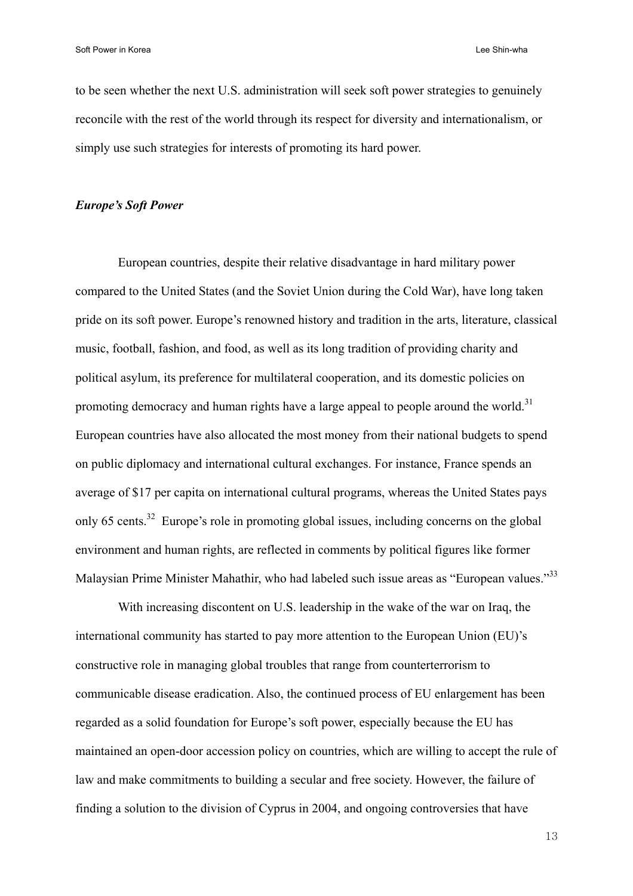to be seen whether the next U.S. administration will seek soft power strategies to genuinely reconcile with the rest of the world through its respect for diversity and internationalism, or simply use such strategies for interests of promoting its hard power.

### *Europe's Soft Power*

European countries, despite their relative disadvantage in hard military power compared to the United States (and the Soviet Union during the Cold War), have long taken pride on its soft power. Europe's renowned history and tradition in the arts, literature, classical music, football, fashion, and food, as well as its long tradition of providing charity and political asylum, its preference for multilateral cooperation, and its domestic policies on promoting democracy and human rights have a large appeal to people around the world.[31] European countries have also allocated the most money from their national budgets to spend on public diplomacy and international cultural exchanges. For instance, France spends an average of \$17 per capita on international cultural programs, whereas the United States pays only 65 cents.[32] Europe's role in promoting global issues, including concerns on the global environment and human rights, are reflected in comments by political figures like former Malaysian Prime Minister Mahathir, who had labeled such issue areas as "European values."[33]

With increasing discontent on U.S. leadership in the wake of the war on Iraq, the international community has started to pay more attention to the European Union (EU)'s constructive role in managing global troubles that range from counterterrorism to communicable disease eradication. Also, the continued process of EU enlargement has been regarded as a solid foundation for Europe's soft power, especially because the EU has maintained an open-door accession policy on countries, which are willing to accept the rule of law and make commitments to building a secular and free society. However, the failure of finding a solution to the division of Cyprus in 2004, and ongoing controversies that have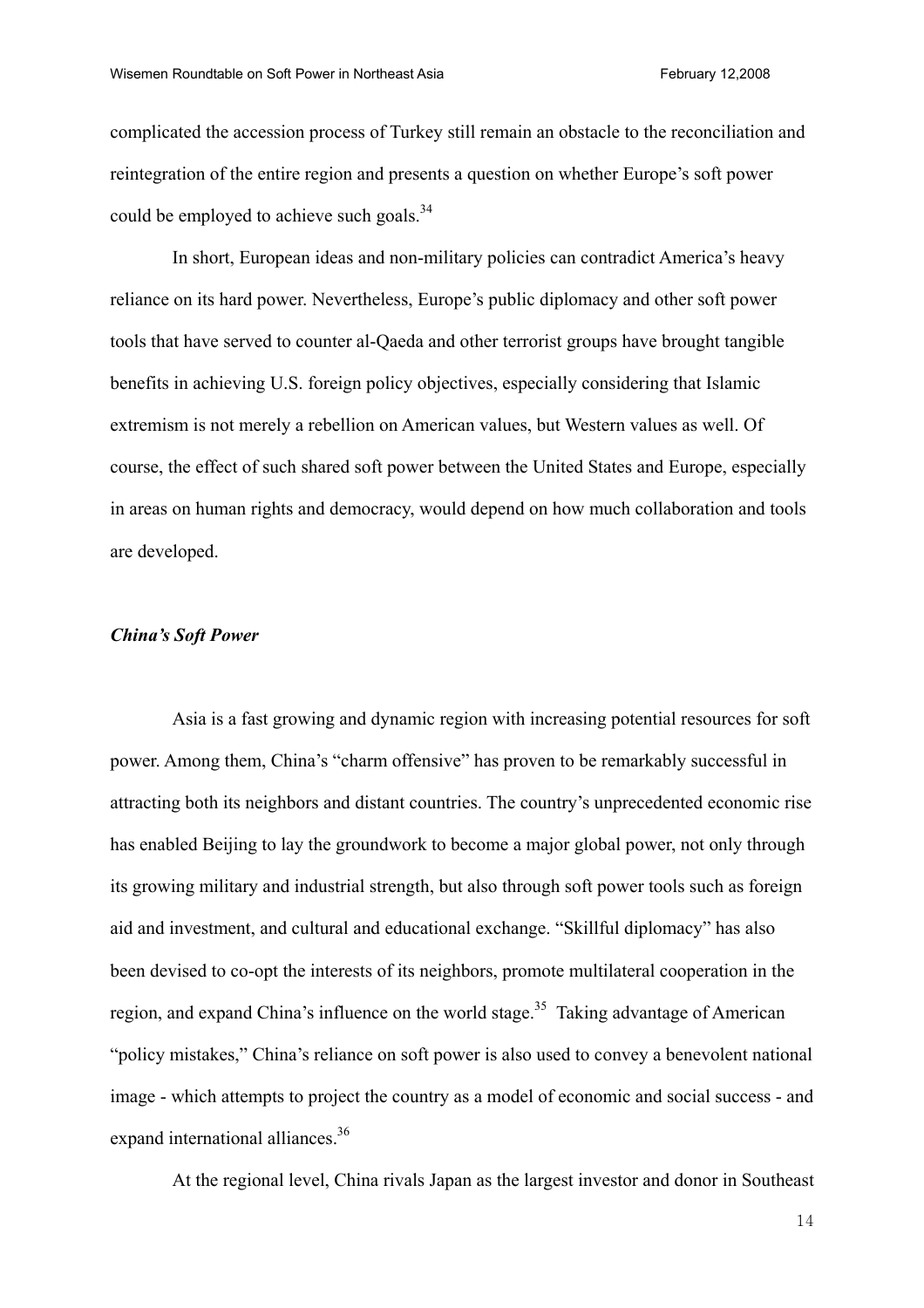complicated the accession process of Turkey still remain an obstacle to the reconciliation and reintegration of the entire region and presents a question on whether Europe's soft power could be employed to achieve such goals.[34]

In short, European ideas and non-military policies can contradict America's heavy reliance on its hard power. Nevertheless, Europe's public diplomacy and other soft power tools that have served to counter al-Qaeda and other terrorist groups have brought tangible benefits in achieving U.S. foreign policy objectives, especially considering that Islamic extremism is not merely a rebellion on American values, but Western values as well. Of course, the effect of such shared soft power between the United States and Europe, especially in areas on human rights and democracy, would depend on how much collaboration and tools are developed.

### *China's Soft Power*

Asia is a fast growing and dynamic region with increasing potential resources for soft power. Among them, China's "charm offensive" has proven to be remarkably successful in attracting both its neighbors and distant countries. The country's unprecedented economic rise has enabled Beijing to lay the groundwork to become a major global power, not only through its growing military and industrial strength, but also through soft power tools such as foreign aid and investment, and cultural and educational exchange. "Skillful diplomacy" has also been devised to co-opt the interests of its neighbors, promote multilateral cooperation in the region, and expand China's influence on the world stage.[35] Taking advantage of American "policy mistakes," China's reliance on soft power is also used to convey a benevolent national image - which attempts to project the country as a model of economic and social success - and expand international alliances.[36]

At the regional level, China rivals Japan as the largest investor and donor in Southeast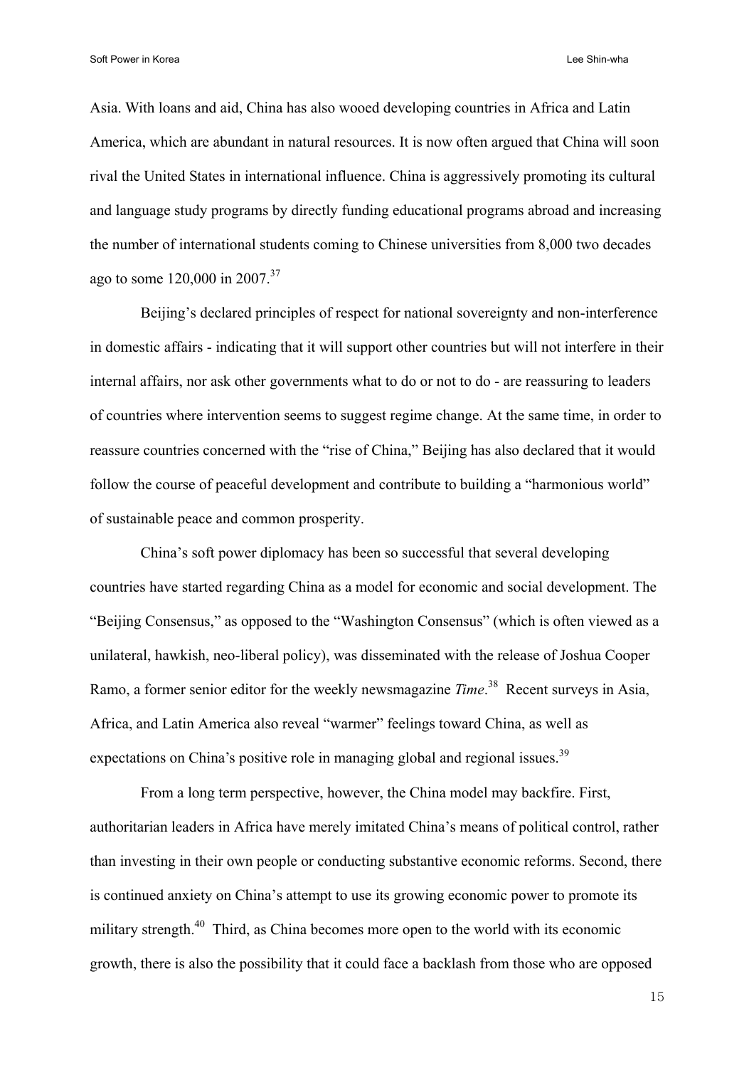Asia. With loans and aid, China has also wooed developing countries in Africa and Latin America, which are abundant in natural resources. It is now often argued that China will soon rival the United States in international influence. China is aggressively promoting its cultural and language study programs by directly funding educational programs abroad and increasing the number of international students coming to Chinese universities from 8,000 two decades ago to some 120,000 in 2007.[37]

Beijing's declared principles of respect for national sovereignty and non-interference in domestic affairs - indicating that it will support other countries but will not interfere in their internal affairs, nor ask other governments what to do or not to do - are reassuring to leaders of countries where intervention seems to suggest regime change. At the same time, in order to reassure countries concerned with the "rise of China," Beijing has also declared that it would follow the course of peaceful development and contribute to building a "harmonious world" of sustainable peace and common prosperity.

China's soft power diplomacy has been so successful that several developing countries have started regarding China as a model for economic and social development. The "Beijing Consensus," as opposed to the "Washington Consensus" (which is often viewed as a unilateral, hawkish, neo-liberal policy), was disseminated with the release of Joshua Cooper Ramo, a former senior editor for the weekly newsmagazine *Time*.[38] Recent surveys in Asia, Africa, and Latin America also reveal "warmer" feelings toward China, as well as expectations on China's positive role in managing global and regional issues.[39]

From a long term perspective, however, the China model may backfire. First, authoritarian leaders in Africa have merely imitated China's means of political control, rather than investing in their own people or conducting substantive economic reforms. Second, there is continued anxiety on China's attempt to use its growing economic power to promote its military strength.[40] Third, as China becomes more open to the world with its economic growth, there is also the possibility that it could face a backlash from those who are opposed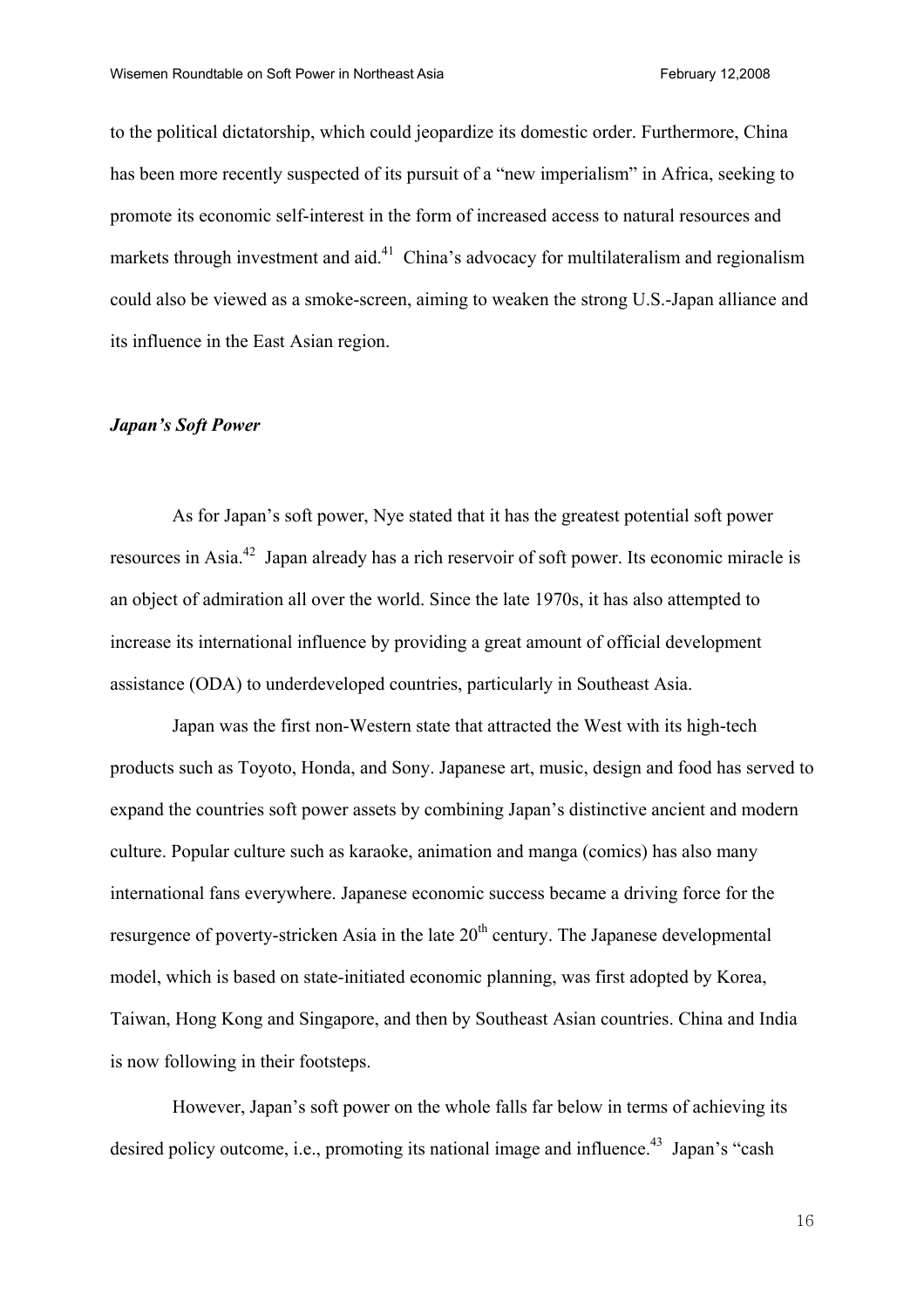to the political dictatorship, which could jeopardize its domestic order. Furthermore, China has been more recently suspected of its pursuit of a "new imperialism" in Africa, seeking to promote its economic self-interest in the form of increased access to natural resources and markets through investment and aid.[41] China's advocacy for multilateralism and regionalism could also be viewed as a smoke-screen, aiming to weaken the strong U.S.-Japan alliance and its influence in the East Asian region.

### *Japan's Soft Power*

As for Japan's soft power, Nye stated that it has the greatest potential soft power resources in Asia.[42] Japan already has a rich reservoir of soft power. Its economic miracle is an object of admiration all over the world. Since the late 1970s, it has also attempted to increase its international influence by providing a great amount of official development assistance (ODA) to underdeveloped countries, particularly in Southeast Asia.

Japan was the first non-Western state that attracted the West with its high-tech products such as Toyoto, Honda, and Sony. Japanese art, music, design and food has served to expand the countries soft power assets by combining Japan's distinctive ancient and modern culture. Popular culture such as karaoke, animation and manga (comics) has also many international fans everywhere. Japanese economic success became a driving force for the resurgence of poverty-stricken Asia in the late 20th century. The Japanese developmental model, which is based on state-initiated economic planning, was first adopted by Korea, Taiwan, Hong Kong and Singapore, and then by Southeast Asian countries. China and India is now following in their footsteps.

However, Japan's soft power on the whole falls far below in terms of achieving its desired policy outcome, i.e., promoting its national image and influence.[43] Japan's "cash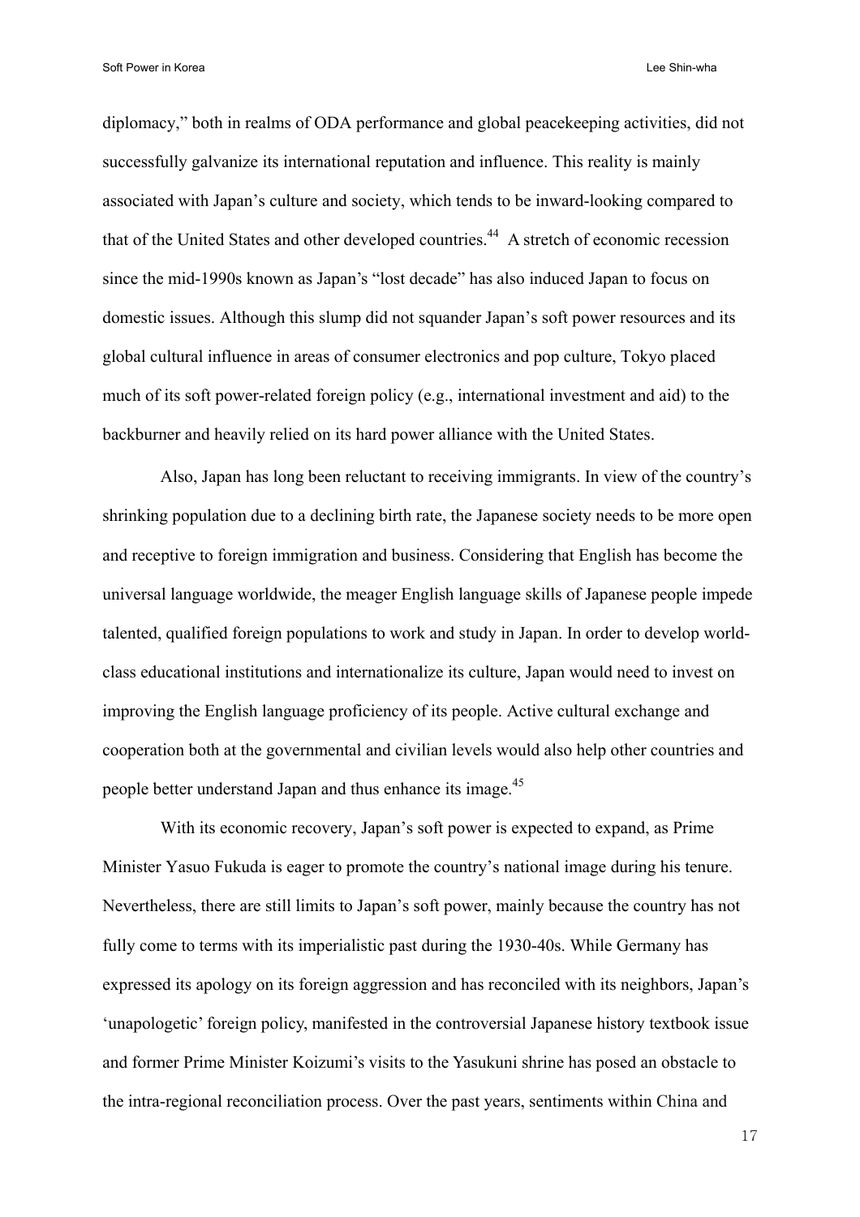diplomacy," both in realms of ODA performance and global peacekeeping activities, did not successfully galvanize its international reputation and influence. This reality is mainly associated with Japan's culture and society, which tends to be inward-looking compared to that of the United States and other developed countries.[44] A stretch of economic recession since the mid-1990s known as Japan's "lost decade" has also induced Japan to focus on domestic issues. Although this slump did not squander Japan's soft power resources and its global cultural influence in areas of consumer electronics and pop culture, Tokyo placed much of its soft power-related foreign policy (e.g., international investment and aid) to the backburner and heavily relied on its hard power alliance with the United States.

Also, Japan has long been reluctant to receiving immigrants. In view of the country's shrinking population due to a declining birth rate, the Japanese society needs to be more open and receptive to foreign immigration and business. Considering that English has become the universal language worldwide, the meager English language skills of Japanese people impede talented, qualified foreign populations to work and study in Japan. In order to develop world-class educational institutions and internationalize its culture, Japan would need to invest on improving the English language proficiency of its people. Active cultural exchange and cooperation both at the governmental and civilian levels would also help other countries and people better understand Japan and thus enhance its image.[45]

With its economic recovery, Japan's soft power is expected to expand, as Prime Minister Yasuo Fukuda is eager to promote the country's national image during his tenure. Nevertheless, there are still limits to Japan's soft power, mainly because the country has not fully come to terms with its imperialistic past during the 1930-40s. While Germany has expressed its apology on its foreign aggression and has reconciled with its neighbors, Japan's 'unapologetic' foreign policy, manifested in the controversial Japanese history textbook issue and former Prime Minister Koizumi's visits to the Yasukuni shrine has posed an obstacle to the intra-regional reconciliation process. Over the past years, sentiments within China and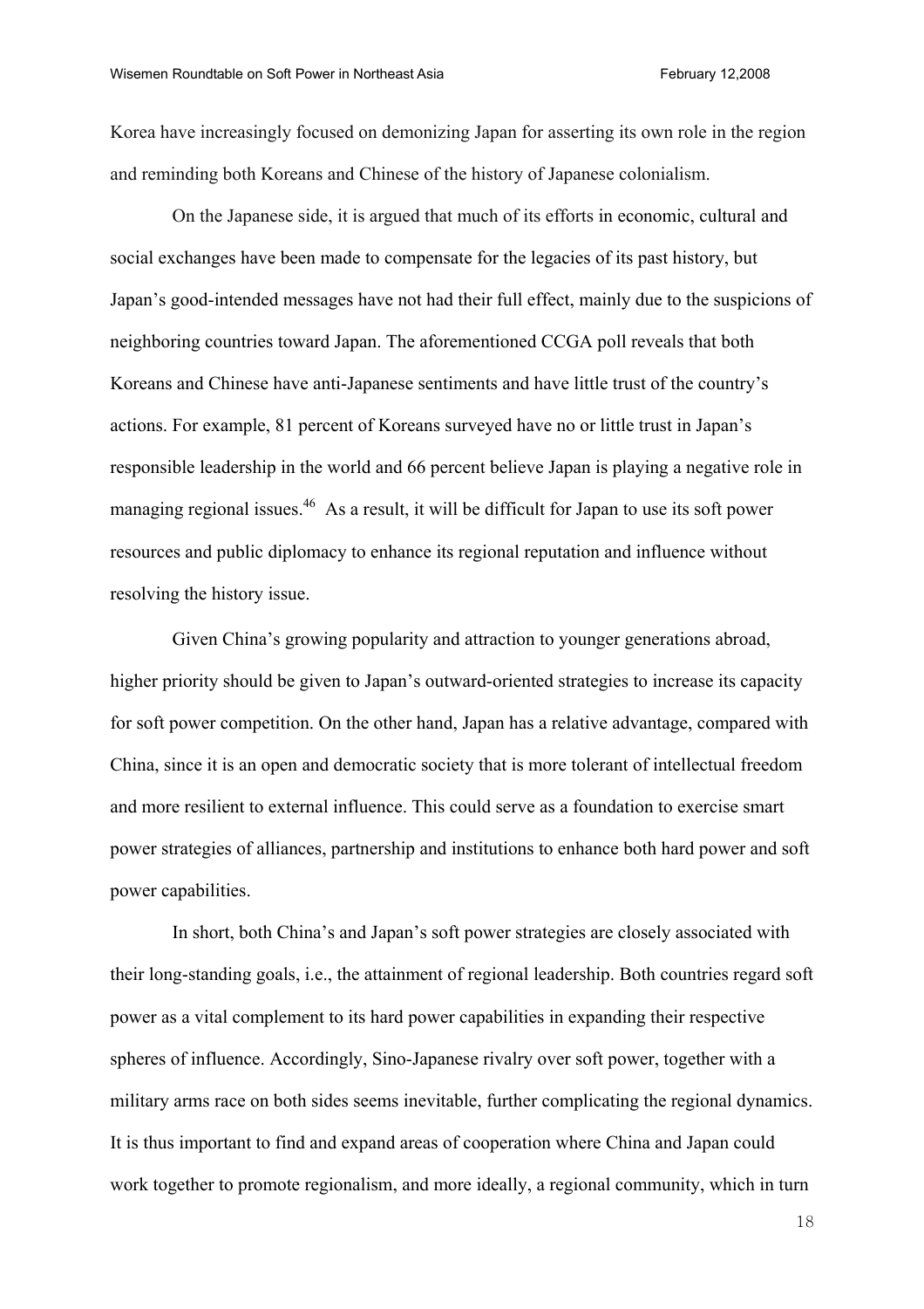Korea have increasingly focused on demonizing Japan for asserting its own role in the region and reminding both Koreans and Chinese of the history of Japanese colonialism.

On the Japanese side, it is argued that much of its efforts in economic, cultural and social exchanges have been made to compensate for the legacies of its past history, but Japan's good-intended messages have not had their full effect, mainly due to the suspicions of neighboring countries toward Japan. The aforementioned CCGA poll reveals that both Koreans and Chinese have anti-Japanese sentiments and have little trust of the country's actions. For example, 81 percent of Koreans surveyed have no or little trust in Japan's responsible leadership in the world and 66 percent believe Japan is playing a negative role in managing regional issues.[46] As a result, it will be difficult for Japan to use its soft power resources and public diplomacy to enhance its regional reputation and influence without resolving the history issue.

Given China's growing popularity and attraction to younger generations abroad, higher priority should be given to Japan's outward-oriented strategies to increase its capacity for soft power competition. On the other hand, Japan has a relative advantage, compared with China, since it is an open and democratic society that is more tolerant of intellectual freedom and more resilient to external influence. This could serve as a foundation to exercise smart power strategies of alliances, partnership and institutions to enhance both hard power and soft power capabilities.

In short, both China's and Japan's soft power strategies are closely associated with their long-standing goals, i.e., the attainment of regional leadership. Both countries regard soft power as a vital complement to its hard power capabilities in expanding their respective spheres of influence. Accordingly, Sino-Japanese rivalry over soft power, together with a military arms race on both sides seems inevitable, further complicating the regional dynamics. It is thus important to find and expand areas of cooperation where China and Japan could work together to promote regionalism, and more ideally, a regional community, which in turn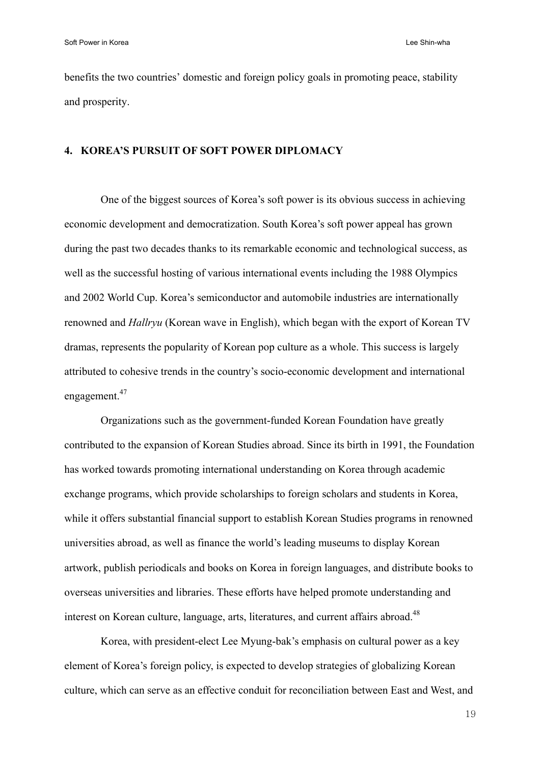benefits the two countries' domestic and foreign policy goals in promoting peace, stability and prosperity.

## 4. KOREA'S PURSUIT OF SOFT POWER DIPLOMACY

One of the biggest sources of Korea's soft power is its obvious success in achieving economic development and democratization. South Korea's soft power appeal has grown during the past two decades thanks to its remarkable economic and technological success, as well as the successful hosting of various international events including the 1988 Olympics and 2002 World Cup. Korea's semiconductor and automobile industries are internationally renowned and *Hallryu* (Korean wave in English), which began with the export of Korean TV dramas, represents the popularity of Korean pop culture as a whole. This success is largely attributed to cohesive trends in the country's socio-economic development and international engagement.[47]

Organizations such as the government-funded Korean Foundation have greatly contributed to the expansion of Korean Studies abroad. Since its birth in 1991, the Foundation has worked towards promoting international understanding on Korea through academic exchange programs, which provide scholarships to foreign scholars and students in Korea, while it offers substantial financial support to establish Korean Studies programs in renowned universities abroad, as well as finance the world's leading museums to display Korean artwork, publish periodicals and books on Korea in foreign languages, and distribute books to overseas universities and libraries. These efforts have helped promote understanding and interest on Korean culture, language, arts, literatures, and current affairs abroad.[48]

Korea, with president-elect Lee Myung-bak's emphasis on cultural power as a key element of Korea's foreign policy, is expected to develop strategies of globalizing Korean culture, which can serve as an effective conduit for reconciliation between East and West, and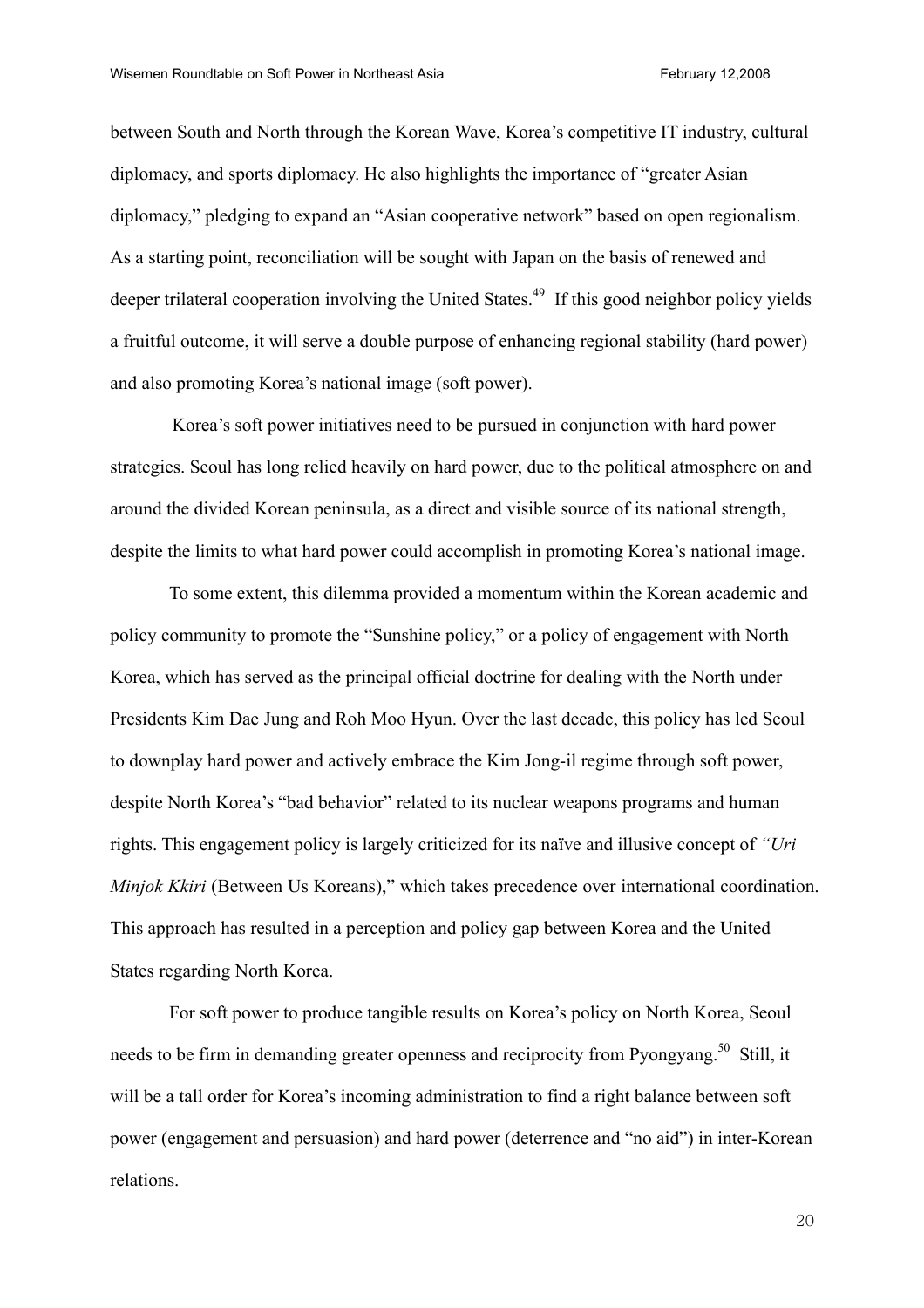between South and North through the Korean Wave, Korea's competitive IT industry, cultural diplomacy, and sports diplomacy. He also highlights the importance of "greater Asian diplomacy," pledging to expand an "Asian cooperative network" based on open regionalism. As a starting point, reconciliation will be sought with Japan on the basis of renewed and deeper trilateral cooperation involving the United States.[49] If this good neighbor policy yields a fruitful outcome, it will serve a double purpose of enhancing regional stability (hard power) and also promoting Korea's national image (soft power).

Korea's soft power initiatives need to be pursued in conjunction with hard power strategies. Seoul has long relied heavily on hard power, due to the political atmosphere on and around the divided Korean peninsula, as a direct and visible source of its national strength, despite the limits to what hard power could accomplish in promoting Korea's national image.

To some extent, this dilemma provided a momentum within the Korean academic and policy community to promote the "Sunshine policy," or a policy of engagement with North Korea, which has served as the principal official doctrine for dealing with the North under Presidents Kim Dae Jung and Roh Moo Hyun. Over the last decade, this policy has led Seoul to downplay hard power and actively embrace the Kim Jong-il regime through soft power, despite North Korea's "bad behavior" related to its nuclear weapons programs and human rights. This engagement policy is largely criticized for its naïve and illusive concept of *"Uri Minjok Kkiri* (Between Us Koreans)," which takes precedence over international coordination. This approach has resulted in a perception and policy gap between Korea and the United States regarding North Korea.

For soft power to produce tangible results on Korea's policy on North Korea, Seoul needs to be firm in demanding greater openness and reciprocity from Pyongyang.[50] Still, it will be a tall order for Korea's incoming administration to find a right balance between soft power (engagement and persuasion) and hard power (deterrence and "no aid") in inter-Korean relations.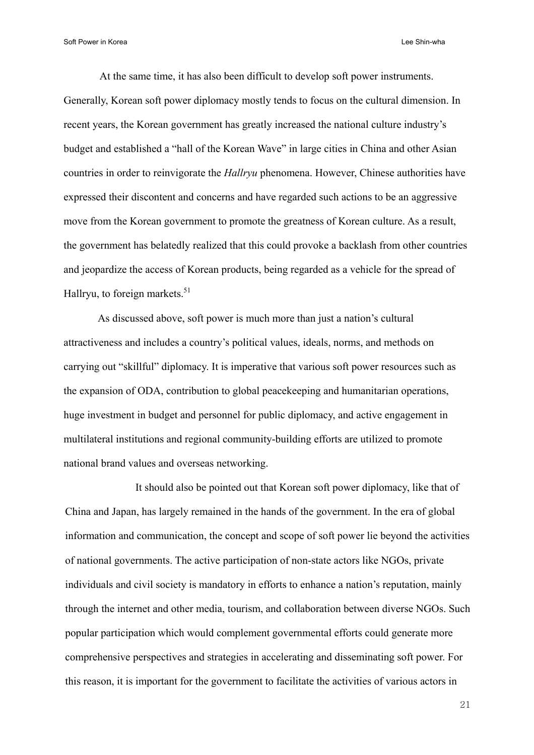At the same time, it has also been difficult to develop soft power instruments. Generally, Korean soft power diplomacy mostly tends to focus on the cultural dimension. In recent years, the Korean government has greatly increased the national culture industry's budget and established a "hall of the Korean Wave" in large cities in China and other Asian countries in order to reinvigorate the *Hallryu* phenomena. However, Chinese authorities have expressed their discontent and concerns and have regarded such actions to be an aggressive move from the Korean government to promote the greatness of Korean culture. As a result, the government has belatedly realized that this could provoke a backlash from other countries and jeopardize the access of Korean products, being regarded as a vehicle for the spread of Hallryu, to foreign markets.[51]

As discussed above, soft power is much more than just a nation's cultural attractiveness and includes a country's political values, ideals, norms, and methods on carrying out "skillful" diplomacy. It is imperative that various soft power resources such as the expansion of ODA, contribution to global peacekeeping and humanitarian operations, huge investment in budget and personnel for public diplomacy, and active engagement in multilateral institutions and regional community-building efforts are utilized to promote national brand values and overseas networking.

It should also be pointed out that Korean soft power diplomacy, like that of China and Japan, has largely remained in the hands of the government. In the era of global information and communication, the concept and scope of soft power lie beyond the activities of national governments. The active participation of non-state actors like NGOs, private individuals and civil society is mandatory in efforts to enhance a nation's reputation, mainly through the internet and other media, tourism, and collaboration between diverse NGOs. Such popular participation which would complement governmental efforts could generate more comprehensive perspectives and strategies in accelerating and disseminating soft power. For this reason, it is important for the government to facilitate the activities of various actors in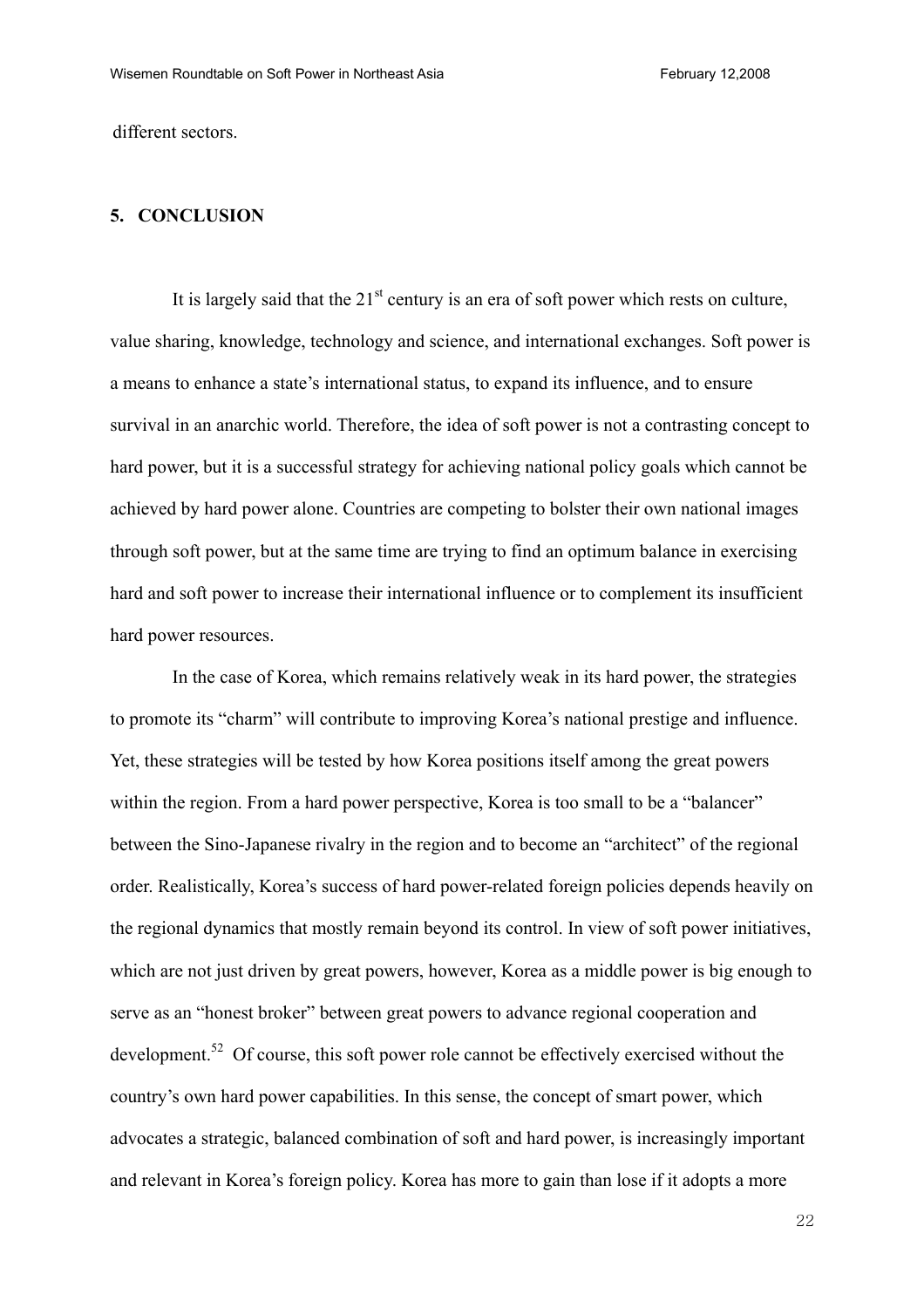different sectors.

## 5. CONCLUSION

It is largely said that the 21st century is an era of soft power which rests on culture, value sharing, knowledge, technology and science, and international exchanges. Soft power is a means to enhance a state's international status, to expand its influence, and to ensure survival in an anarchic world. Therefore, the idea of soft power is not a contrasting concept to hard power, but it is a successful strategy for achieving national policy goals which cannot be achieved by hard power alone. Countries are competing to bolster their own national images through soft power, but at the same time are trying to find an optimum balance in exercising hard and soft power to increase their international influence or to complement its insufficient hard power resources.

In the case of Korea, which remains relatively weak in its hard power, the strategies to promote its "charm" will contribute to improving Korea's national prestige and influence. Yet, these strategies will be tested by how Korea positions itself among the great powers within the region. From a hard power perspective, Korea is too small to be a "balancer" between the Sino-Japanese rivalry in the region and to become an "architect" of the regional order. Realistically, Korea's success of hard power-related foreign policies depends heavily on the regional dynamics that mostly remain beyond its control. In view of soft power initiatives, which are not just driven by great powers, however, Korea as a middle power is big enough to serve as an "honest broker" between great powers to advance regional cooperation and development.[52] Of course, this soft power role cannot be effectively exercised without the country's own hard power capabilities. In this sense, the concept of smart power, which advocates a strategic, balanced combination of soft and hard power, is increasingly important and relevant in Korea's foreign policy. Korea has more to gain than lose if it adopts a more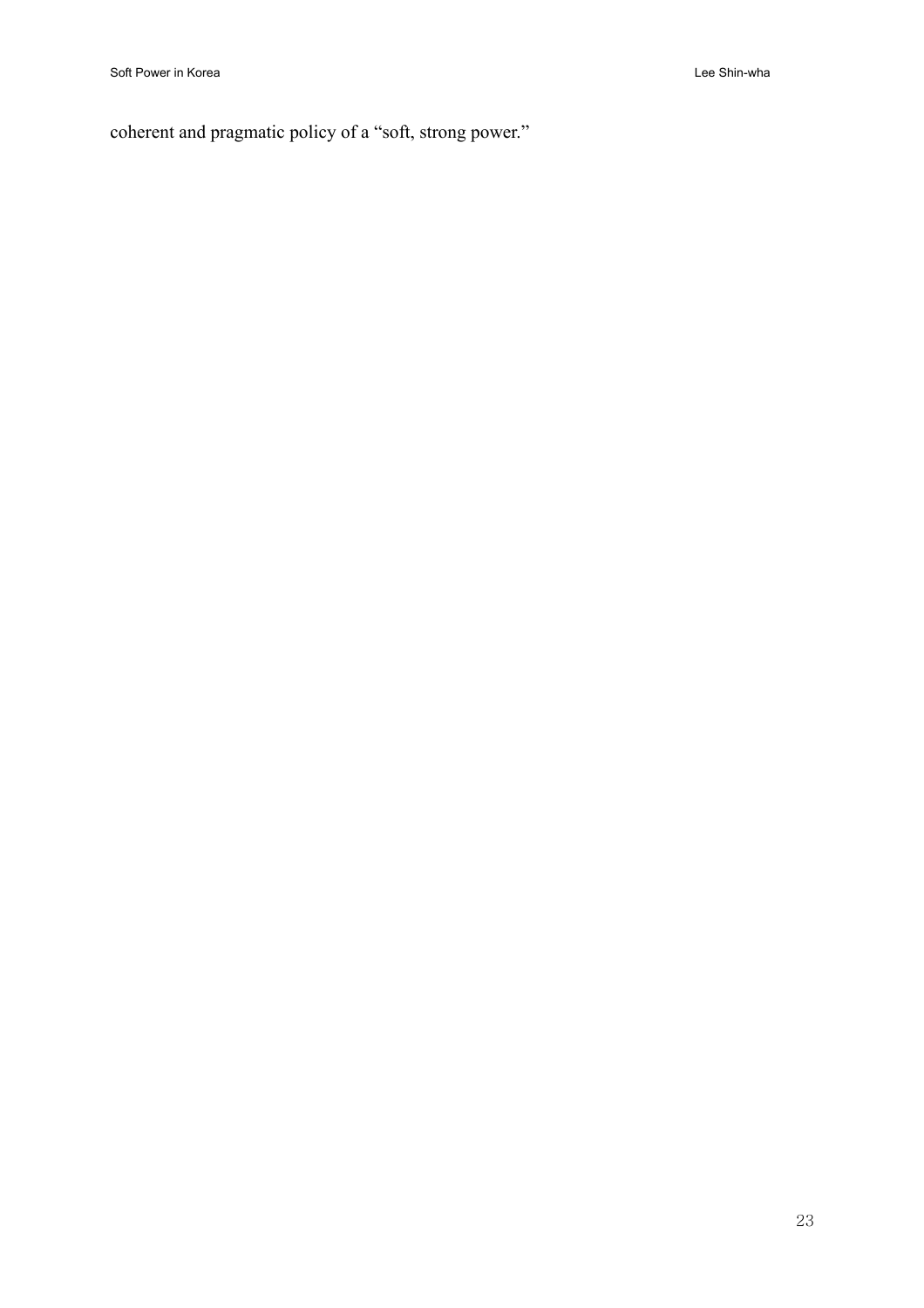coherent and pragmatic policy of a "soft, strong power."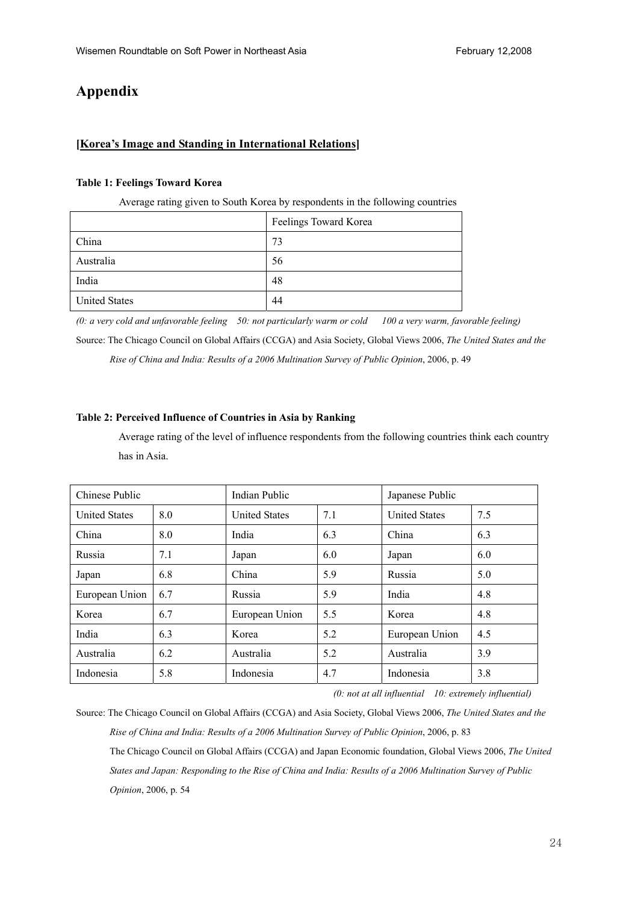# Appendix

## [Korea's Image and Standing in International Relations]

**Table 1: Feelings Toward Korea**

Average rating given to South Korea by respondents in the following countries

| | Feelings Toward Korea |
|---|---|
| China | 73 |
| Australia | 56 |
| India | 48 |
| United States | 44 |

*(0: a very cold and unfavorable feeling　50: not particularly warm or cold　100 a very warm, favorable feeling)*

Source: The Chicago Council on Global Affairs (CCGA) and Asia Society, Global Views 2006, *The United States and the Rise of China and India: Results of a 2006 Multination Survey of Public Opinion*, 2006, p. 49

**Table 2: Perceived Influence of Countries in Asia by Ranking**

Average rating of the level of influence respondents from the following countries think each country has in Asia.

| Chinese Public | | Indian Public | | Japanese Public | |
|---|---|---|---|---|---|
| United States | 8.0 | United States | 7.1 | United States | 7.5 |
| China | 8.0 | India | 6.3 | China | 6.3 |
| Russia | 7.1 | Japan | 6.0 | Japan | 6.0 |
| Japan | 6.8 | China | 5.9 | Russia | 5.0 |
| European Union | 6.7 | Russia | 5.9 | India | 4.8 |
| Korea | 6.7 | European Union | 5.5 | Korea | 4.8 |
| India | 6.3 | Korea | 5.2 | European Union | 4.5 |
| Australia | 6.2 | Australia | 5.2 | Australia | 3.9 |
| Indonesia | 5.8 | Indonesia | 4.7 | Indonesia | 3.8 |

*(0: not at all influential　10: extremely influential)*

Source: The Chicago Council on Global Affairs (CCGA) and Asia Society, Global Views 2006, *The United States and the Rise of China and India: Results of a 2006 Multination Survey of Public Opinion*, 2006, p. 83

The Chicago Council on Global Affairs (CCGA) and Japan Economic foundation, Global Views 2006, *The United States and Japan: Responding to the Rise of China and India: Results of a 2006 Multination Survey of Public Opinion*, 2006, p. 54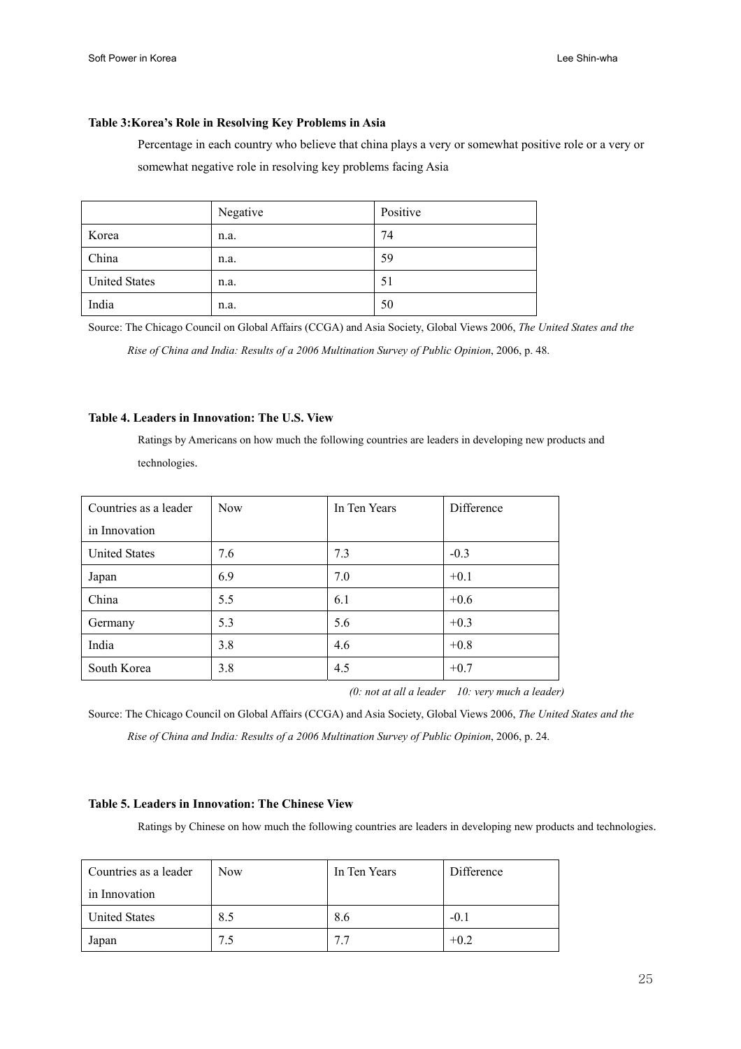**Table 3:Korea's Role in Resolving Key Problems in Asia**

Percentage in each country who believe that china plays a very or somewhat positive role or a very or somewhat negative role in resolving key problems facing Asia

| | Negative | Positive |
|---|---|---|
| Korea | n.a. | 74 |
| China | n.a. | 59 |
| United States | n.a. | 51 |
| India | n.a. | 50 |

Source: The Chicago Council on Global Affairs (CCGA) and Asia Society, Global Views 2006, *The United States and the Rise of China and India: Results of a 2006 Multination Survey of Public Opinion*, 2006, p. 48.

**Table 4. Leaders in Innovation: The U.S. View**

Ratings by Americans on how much the following countries are leaders in developing new products and technologies.

| Countries as a leader in Innovation | Now | In Ten Years | Difference |
|---|---|---|---|
| United States | 7.6 | 7.3 | -0.3 |
| Japan | 6.9 | 7.0 | +0.1 |
| China | 5.5 | 6.1 | +0.6 |
| Germany | 5.3 | 5.6 | +0.3 |
| India | 3.8 | 4.6 | +0.8 |
| South Korea | 3.8 | 4.5 | +0.7 |

*(0: not at all a leader 10: very much a leader)*

Source: The Chicago Council on Global Affairs (CCGA) and Asia Society, Global Views 2006, *The United States and the Rise of China and India: Results of a 2006 Multination Survey of Public Opinion*, 2006, p. 24.

**Table 5. Leaders in Innovation: The Chinese View**

Ratings by Chinese on how much the following countries are leaders in developing new products and technologies.

| Countries as a leader in Innovation | Now | In Ten Years | Difference |
|---|---|---|---|
| United States | 8.5 | 8.6 | -0.1 |
| Japan | 7.5 | 7.7 | +0.2 |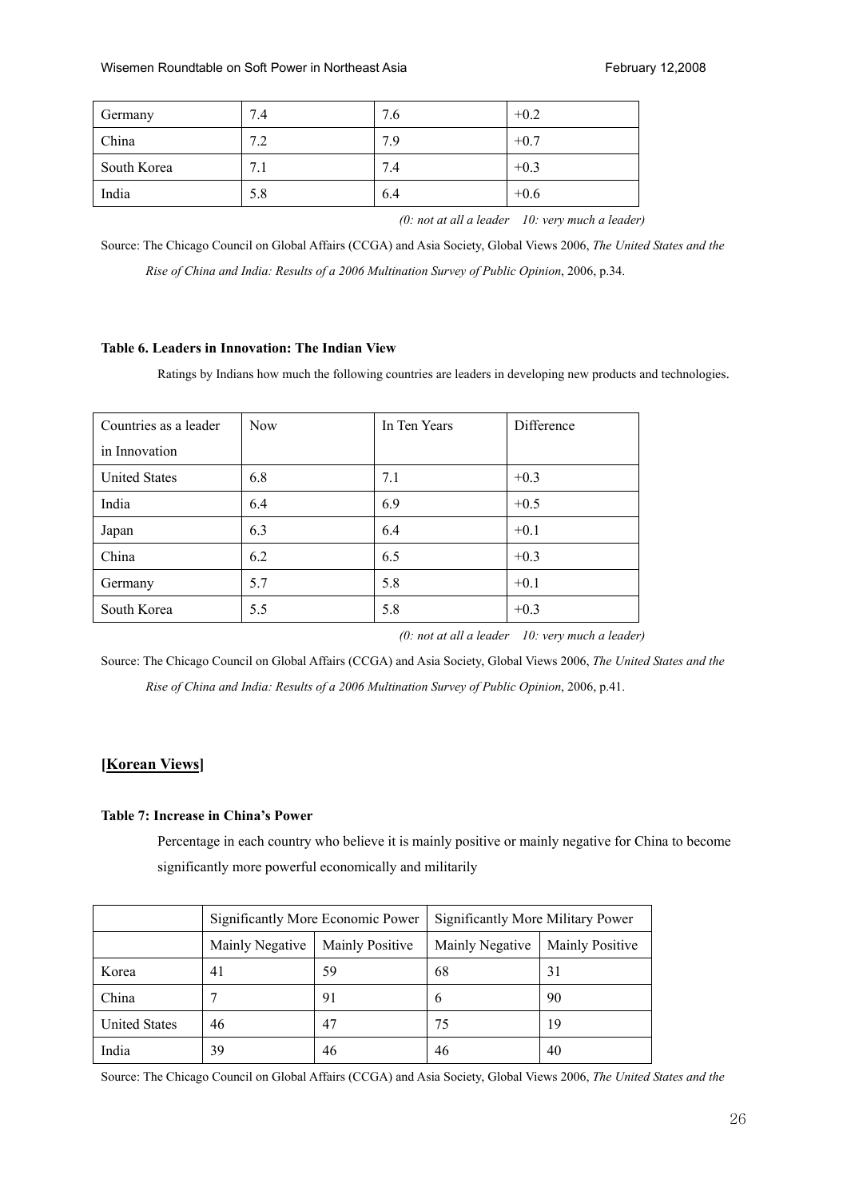| Germany | 7.4 | 7.6 | +0.2 |
|---|---|---|---|
| China | 7.2 | 7.9 | +0.7 |
| South Korea | 7.1 | 7.4 | +0.3 |
| India | 5.8 | 6.4 | +0.6 |

*(0: not at all a leader 10: very much a leader)*

Source: The Chicago Council on Global Affairs (CCGA) and Asia Society, Global Views 2006, *The United States and the Rise of China and India: Results of a 2006 Multination Survey of Public Opinion*, 2006, p.34.

**Table 6. Leaders in Innovation: The Indian View**

Ratings by Indians how much the following countries are leaders in developing new products and technologies.

| Countries as a leader in Innovation | Now | In Ten Years | Difference |
|---|---|---|---|
| United States | 6.8 | 7.1 | +0.3 |
| India | 6.4 | 6.9 | +0.5 |
| Japan | 6.3 | 6.4 | +0.1 |
| China | 6.2 | 6.5 | +0.3 |
| Germany | 5.7 | 5.8 | +0.1 |
| South Korea | 5.5 | 5.8 | +0.3 |

*(0: not at all a leader 10: very much a leader)*

Source: The Chicago Council on Global Affairs (CCGA) and Asia Society, Global Views 2006, *The United States and the Rise of China and India: Results of a 2006 Multination Survey of Public Opinion*, 2006, p.41.

## [Korean Views]

**Table 7: Increase in China's Power**

Percentage in each country who believe it is mainly positive or mainly negative for China to become significantly more powerful economically and militarily

| | Significantly More Economic Power | | Significantly More Military Power | |
|---|---|---|---|---|
| | Mainly Negative | Mainly Positive | Mainly Negative | Mainly Positive |
| Korea | 41 | 59 | 68 | 31 |
| China | 7 | 91 | 6 | 90 |
| United States | 46 | 47 | 75 | 19 |
| India | 39 | 46 | 46 | 40 |

Source: The Chicago Council on Global Affairs (CCGA) and Asia Society, Global Views 2006, *The United States and the*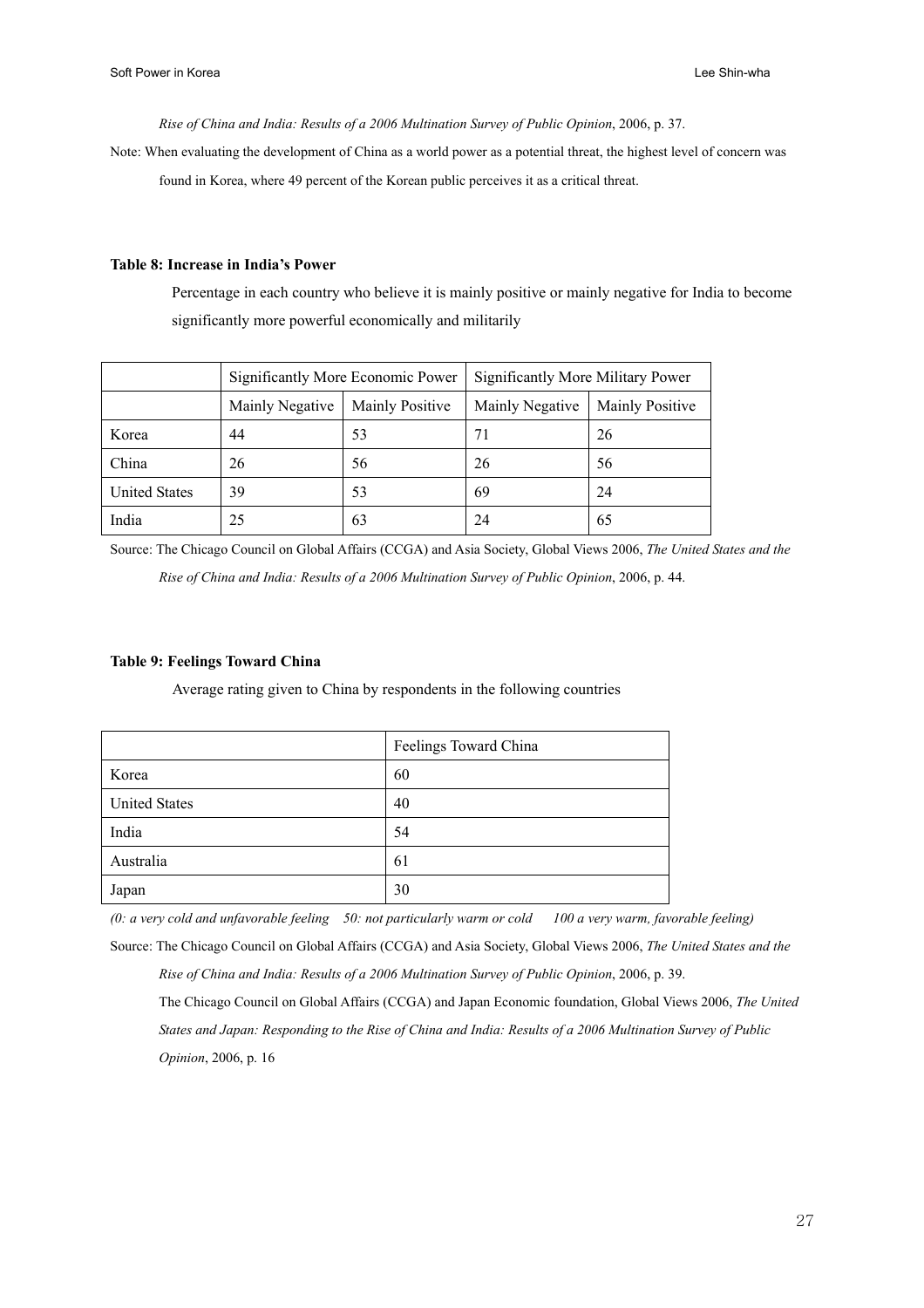*Rise of China and India: Results of a 2006 Multination Survey of Public Opinion*, 2006, p. 37.

Note: When evaluating the development of China as a world power as a potential threat, the highest level of concern was found in Korea, where 49 percent of the Korean public perceives it as a critical threat.

**Table 8: Increase in India's Power**

Percentage in each country who believe it is mainly positive or mainly negative for India to become significantly more powerful economically and militarily

| | Significantly More Economic Power | | Significantly More Military Power | |
|---|---|---|---|---|
| | Mainly Negative | Mainly Positive | Mainly Negative | Mainly Positive |
| Korea | 44 | 53 | 71 | 26 |
| China | 26 | 56 | 26 | 56 |
| United States | 39 | 53 | 69 | 24 |
| India | 25 | 63 | 24 | 65 |

Source: The Chicago Council on Global Affairs (CCGA) and Asia Society, Global Views 2006, *The United States and the Rise of China and India: Results of a 2006 Multination Survey of Public Opinion*, 2006, p. 44.

**Table 9: Feelings Toward China**

Average rating given to China by respondents in the following countries

| | Feelings Toward China |
|---|---|
| Korea | 60 |
| United States | 40 |
| India | 54 |
| Australia | 61 |
| Japan | 30 |

*(0: a very cold and unfavorable feeling 50: not particularly warm or cold 100 a very warm, favorable feeling)*

Source: The Chicago Council on Global Affairs (CCGA) and Asia Society, Global Views 2006, *The United States and the Rise of China and India: Results of a 2006 Multination Survey of Public Opinion*, 2006, p. 39.

The Chicago Council on Global Affairs (CCGA) and Japan Economic foundation, Global Views 2006, *The United States and Japan: Responding to the Rise of China and India: Results of a 2006 Multination Survey of Public Opinion*, 2006, p. 16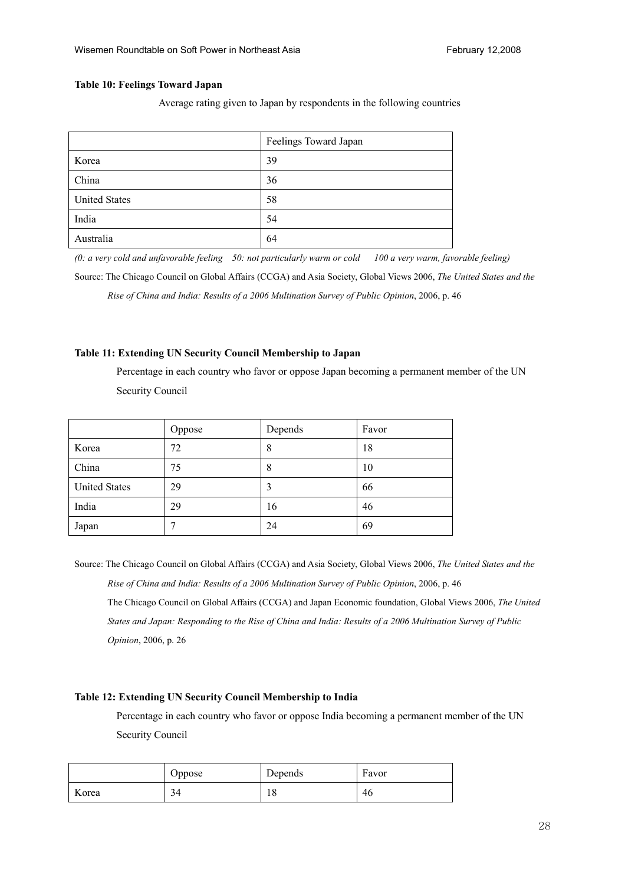**Table 10: Feelings Toward Japan**

Average rating given to Japan by respondents in the following countries

| | Feelings Toward Japan |
|---|---|
| Korea | 39 |
| China | 36 |
| United States | 58 |
| India | 54 |
| Australia | 64 |

*(0: a very cold and unfavorable feeling 50: not particularly warm or cold 100 a very warm, favorable feeling)*

Source: The Chicago Council on Global Affairs (CCGA) and Asia Society, Global Views 2006, *The United States and the Rise of China and India: Results of a 2006 Multination Survey of Public Opinion*, 2006, p. 46

**Table 11: Extending UN Security Council Membership to Japan**

Percentage in each country who favor or oppose Japan becoming a permanent member of the UN Security Council

| | Oppose | Depends | Favor |
|---|---|---|---|
| Korea | 72 | 8 | 18 |
| China | 75 | 8 | 10 |
| United States | 29 | 3 | 66 |
| India | 29 | 16 | 46 |
| Japan | 7 | 24 | 69 |

Source: The Chicago Council on Global Affairs (CCGA) and Asia Society, Global Views 2006, *The United States and the Rise of China and India: Results of a 2006 Multination Survey of Public Opinion*, 2006, p. 46
The Chicago Council on Global Affairs (CCGA) and Japan Economic foundation, Global Views 2006, *The United States and Japan: Responding to the Rise of China and India: Results of a 2006 Multination Survey of Public Opinion*, 2006, p. 26

**Table 12: Extending UN Security Council Membership to India**

Percentage in each country who favor or oppose India becoming a permanent member of the UN Security Council

| | Oppose | Depends | Favor |
|---|---|---|---|
| Korea | 34 | 18 | 46 |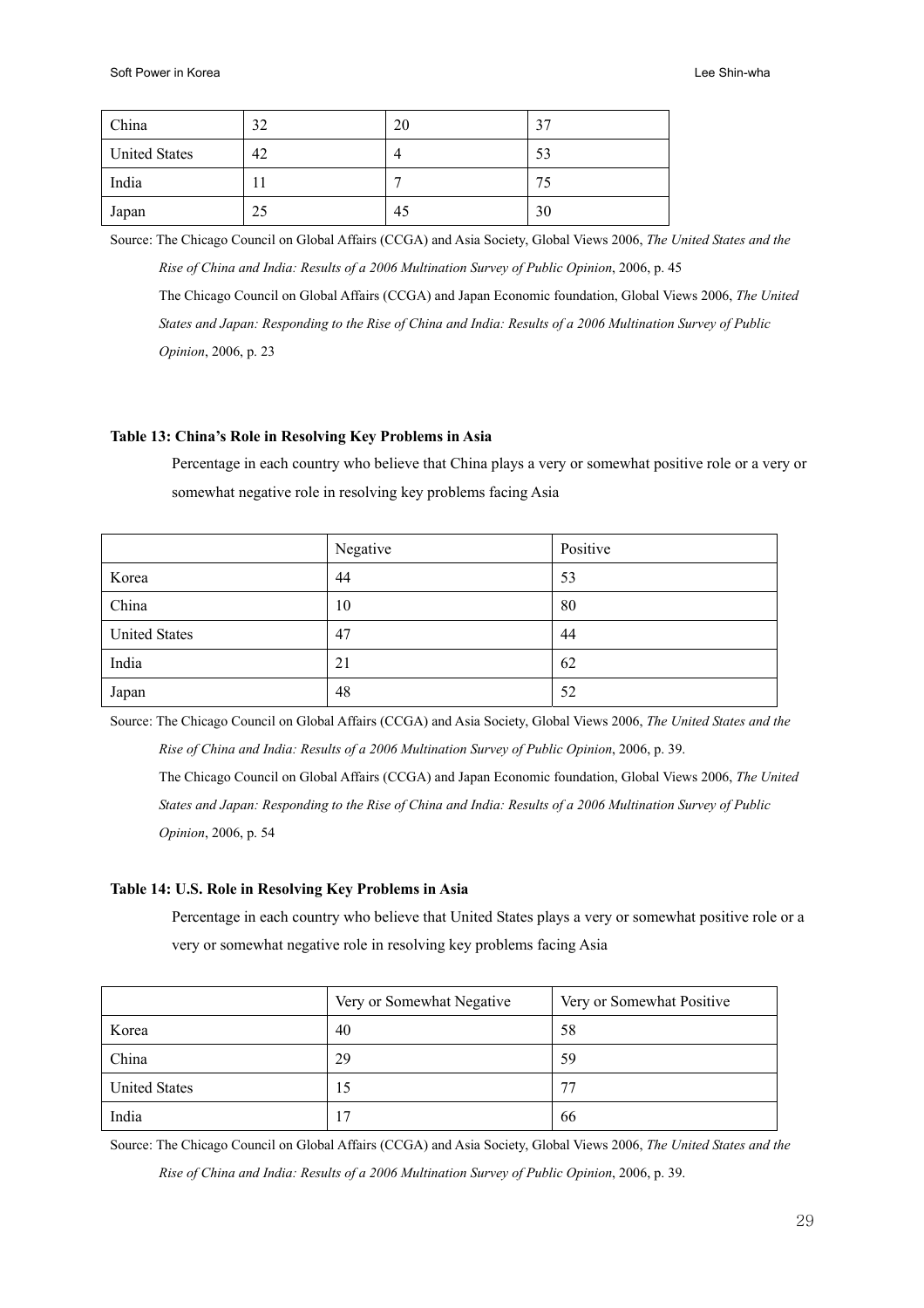| China | 32 | 20 | 37 |
|---|---|---|---|
| United States | 42 | 4 | 53 |
| India | 11 | 7 | 75 |
| Japan | 25 | 45 | 30 |

Source: The Chicago Council on Global Affairs (CCGA) and Asia Society, Global Views 2006, *The United States and the Rise of China and India: Results of a 2006 Multination Survey of Public Opinion*, 2006, p. 45

The Chicago Council on Global Affairs (CCGA) and Japan Economic foundation, Global Views 2006, *The United States and Japan: Responding to the Rise of China and India: Results of a 2006 Multination Survey of Public Opinion*, 2006, p. 23

**Table 13: China's Role in Resolving Key Problems in Asia**

Percentage in each country who believe that China plays a very or somewhat positive role or a very or somewhat negative role in resolving key problems facing Asia

| | Negative | Positive |
|---|---|---|
| Korea | 44 | 53 |
| China | 10 | 80 |
| United States | 47 | 44 |
| India | 21 | 62 |
| Japan | 48 | 52 |

Source: The Chicago Council on Global Affairs (CCGA) and Asia Society, Global Views 2006, *The United States and the Rise of China and India: Results of a 2006 Multination Survey of Public Opinion*, 2006, p. 39.

The Chicago Council on Global Affairs (CCGA) and Japan Economic foundation, Global Views 2006, *The United States and Japan: Responding to the Rise of China and India: Results of a 2006 Multination Survey of Public Opinion*, 2006, p. 54

**Table 14: U.S. Role in Resolving Key Problems in Asia**

Percentage in each country who believe that United States plays a very or somewhat positive role or a very or somewhat negative role in resolving key problems facing Asia

| | Very or Somewhat Negative | Very or Somewhat Positive |
|---|---|---|
| Korea | 40 | 58 |
| China | 29 | 59 |
| United States | 15 | 77 |
| India | 17 | 66 |

Source: The Chicago Council on Global Affairs (CCGA) and Asia Society, Global Views 2006, *The United States and the Rise of China and India: Results of a 2006 Multination Survey of Public Opinion*, 2006, p. 39.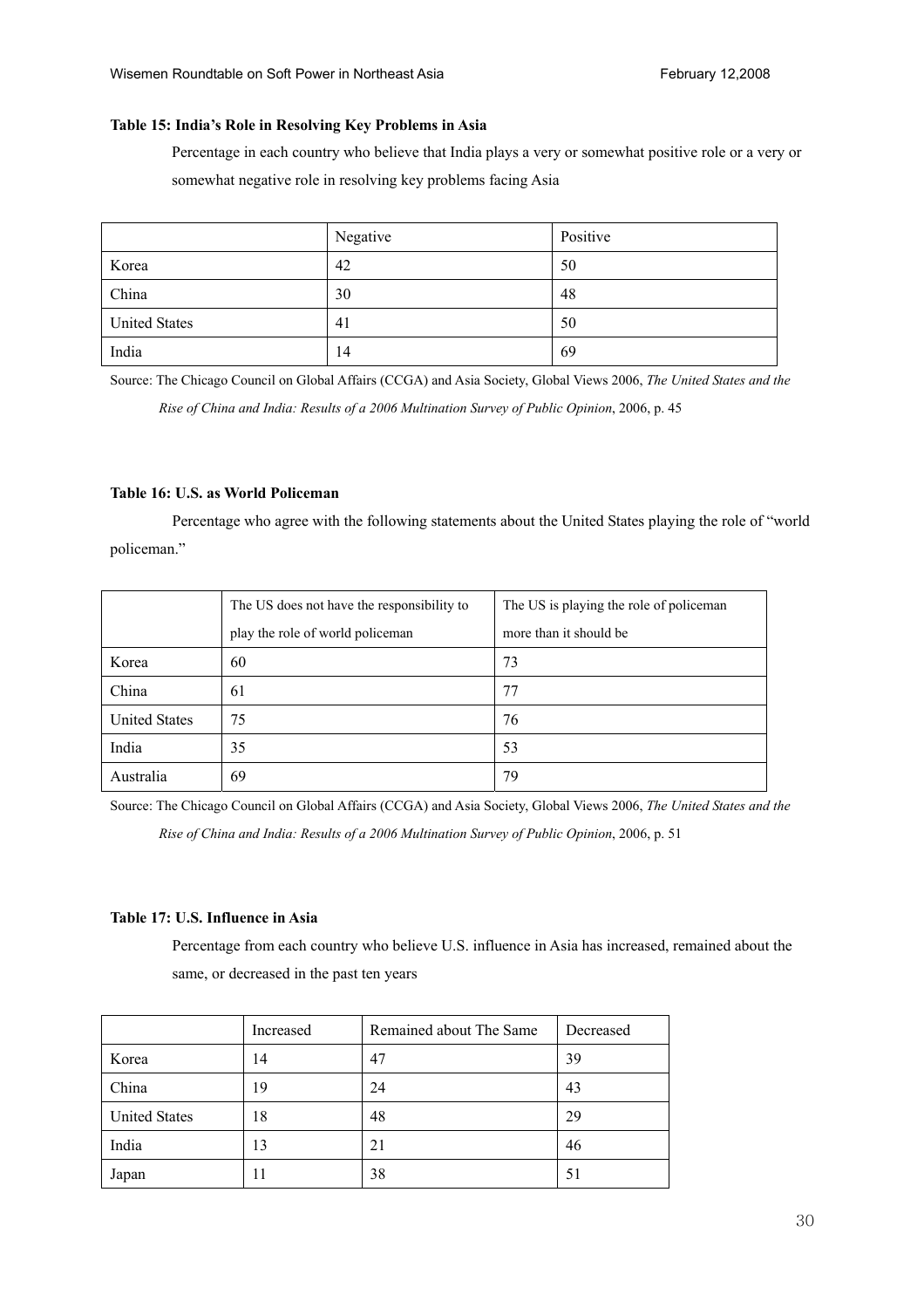**Table 15: India's Role in Resolving Key Problems in Asia**

Percentage in each country who believe that India plays a very or somewhat positive role or a very or somewhat negative role in resolving key problems facing Asia

| | Negative | Positive |
|---|---|---|
| Korea | 42 | 50 |
| China | 30 | 48 |
| United States | 41 | 50 |
| India | 14 | 69 |

Source: The Chicago Council on Global Affairs (CCGA) and Asia Society, Global Views 2006, *The United States and the Rise of China and India: Results of a 2006 Multination Survey of Public Opinion*, 2006, p. 45

**Table 16: U.S. as World Policeman**

Percentage who agree with the following statements about the United States playing the role of "world policeman."

| | The US does not have the responsibility to play the role of world policeman | The US is playing the role of policeman more than it should be |
|---|---|---|
| Korea | 60 | 73 |
| China | 61 | 77 |
| United States | 75 | 76 |
| India | 35 | 53 |
| Australia | 69 | 79 |

Source: The Chicago Council on Global Affairs (CCGA) and Asia Society, Global Views 2006, *The United States and the Rise of China and India: Results of a 2006 Multination Survey of Public Opinion*, 2006, p. 51

**Table 17: U.S. Influence in Asia**

Percentage from each country who believe U.S. influence in Asia has increased, remained about the same, or decreased in the past ten years

| | Increased | Remained about The Same | Decreased |
|---|---|---|---|
| Korea | 14 | 47 | 39 |
| China | 19 | 24 | 43 |
| United States | 18 | 48 | 29 |
| India | 13 | 21 | 46 |
| Japan | 11 | 38 | 51 |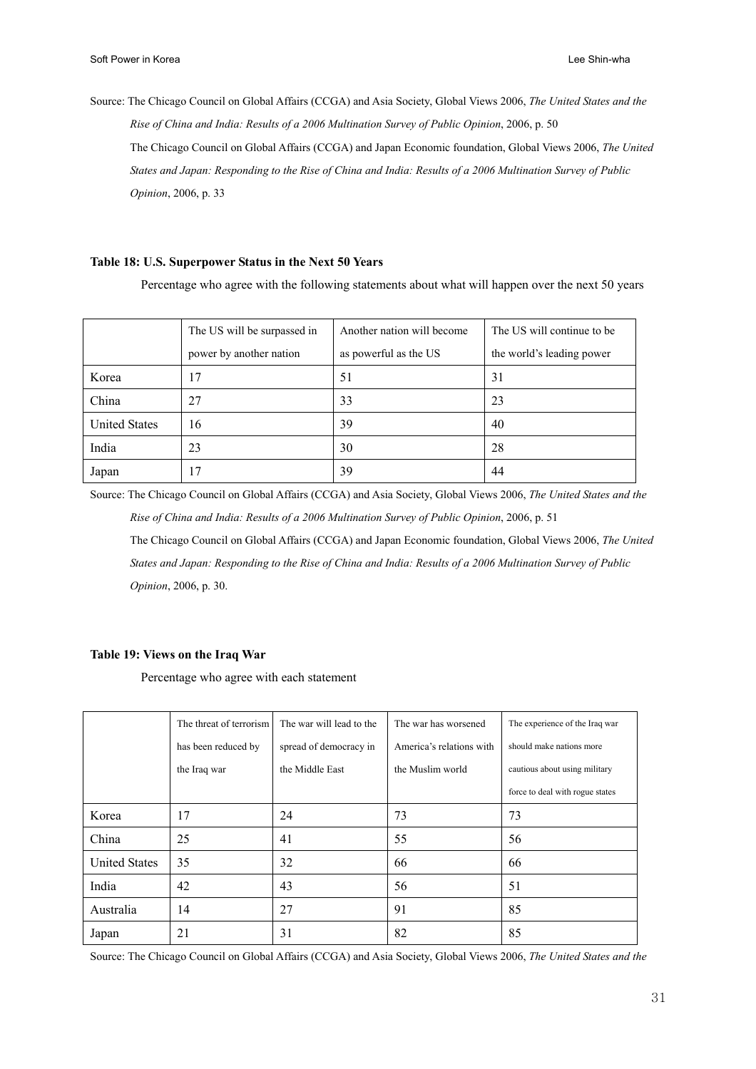Source: The Chicago Council on Global Affairs (CCGA) and Asia Society, Global Views 2006, *The United States and the Rise of China and India: Results of a 2006 Multination Survey of Public Opinion*, 2006, p. 50

The Chicago Council on Global Affairs (CCGA) and Japan Economic foundation, Global Views 2006, *The United States and Japan: Responding to the Rise of China and India: Results of a 2006 Multination Survey of Public Opinion*, 2006, p. 33

**Table 18: U.S. Superpower Status in the Next 50 Years**

Percentage who agree with the following statements about what will happen over the next 50 years

| | The US will be surpassed in power by another nation | Another nation will become as powerful as the US | The US will continue to be the world's leading power |
|---|---|---|---|
| Korea | 17 | 51 | 31 |
| China | 27 | 33 | 23 |
| United States | 16 | 39 | 40 |
| India | 23 | 30 | 28 |
| Japan | 17 | 39 | 44 |

Source: The Chicago Council on Global Affairs (CCGA) and Asia Society, Global Views 2006, *The United States and the Rise of China and India: Results of a 2006 Multination Survey of Public Opinion*, 2006, p. 51

The Chicago Council on Global Affairs (CCGA) and Japan Economic foundation, Global Views 2006, *The United States and Japan: Responding to the Rise of China and India: Results of a 2006 Multination Survey of Public Opinion*, 2006, p. 30.

**Table 19: Views on the Iraq War**

Percentage who agree with each statement

| | The threat of terrorism has been reduced by the Iraq war | The war will lead to the spread of democracy in the Middle East | The war has worsened America's relations with the Muslim world | The experience of the Iraq war should make nations more cautious about using military force to deal with rogue states |
|---|---|---|---|---|
| Korea | 17 | 24 | 73 | 73 |
| China | 25 | 41 | 55 | 56 |
| United States | 35 | 32 | 66 | 66 |
| India | 42 | 43 | 56 | 51 |
| Australia | 14 | 27 | 91 | 85 |
| Japan | 21 | 31 | 82 | 85 |

Source: The Chicago Council on Global Affairs (CCGA) and Asia Society, Global Views 2006, *The United States and the*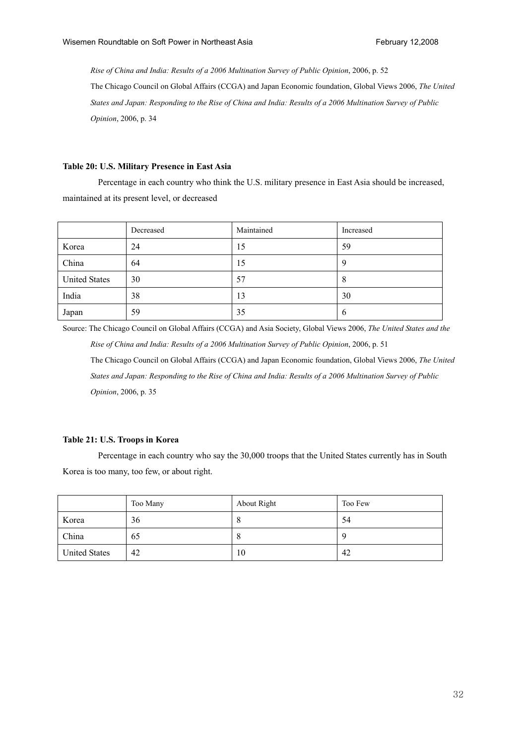*Rise of China and India: Results of a 2006 Multination Survey of Public Opinion*, 2006, p. 52

The Chicago Council on Global Affairs (CCGA) and Japan Economic foundation, Global Views 2006, *The United States and Japan: Responding to the Rise of China and India: Results of a 2006 Multination Survey of Public Opinion*, 2006, p. 34

**Table 20: U.S. Military Presence in East Asia**

Percentage in each country who think the U.S. military presence in East Asia should be increased, maintained at its present level, or decreased

| | Decreased | Maintained | Increased |
|---|---|---|---|
| Korea | 24 | 15 | 59 |
| China | 64 | 15 | 9 |
| United States | 30 | 57 | 8 |
| India | 38 | 13 | 30 |
| Japan | 59 | 35 | 6 |

Source: The Chicago Council on Global Affairs (CCGA) and Asia Society, Global Views 2006, *The United States and the Rise of China and India: Results of a 2006 Multination Survey of Public Opinion*, 2006, p. 51

The Chicago Council on Global Affairs (CCGA) and Japan Economic foundation, Global Views 2006, *The United States and Japan: Responding to the Rise of China and India: Results of a 2006 Multination Survey of Public Opinion*, 2006, p. 35

**Table 21: U.S. Troops in Korea**

Percentage in each country who say the 30,000 troops that the United States currently has in South Korea is too many, too few, or about right.

| | Too Many | About Right | Too Few |
|---|---|---|---|
| Korea | 36 | 8 | 54 |
| China | 65 | 8 | 9 |
| United States | 42 | 10 | 42 |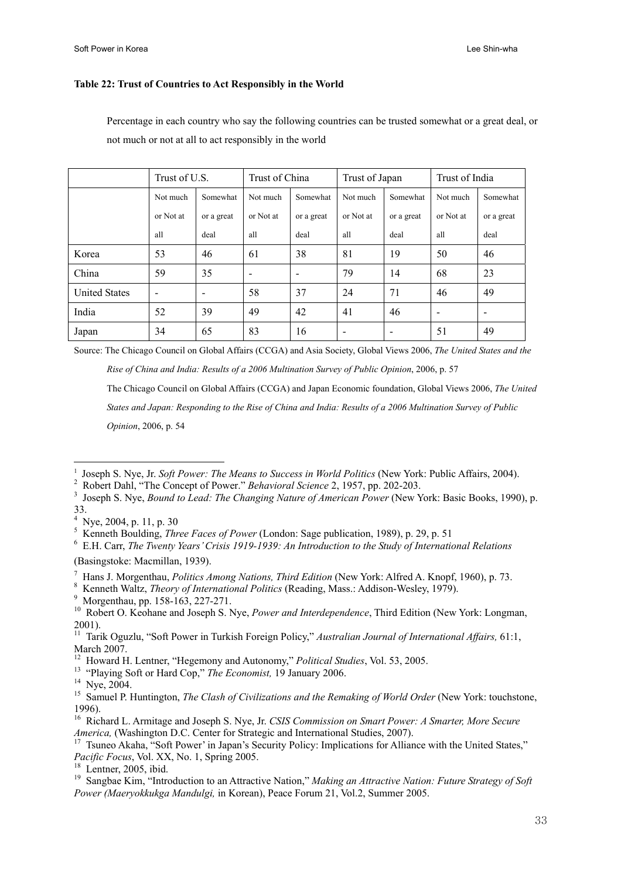**Table 22: Trust of Countries to Act Responsibly in the World**

Percentage in each country who say the following countries can be trusted somewhat or a great deal, or not much or not at all to act responsibly in the world

| | Trust of U.S. | | Trust of China | | Trust of Japan | | Trust of India | |
|---|---|---|---|---|---|---|---|---|
| | Not much or Not at all | Somewhat or a great deal | Not much or Not at all | Somewhat or a great deal | Not much or Not at all | Somewhat or a great deal | Not much or Not at all | Somewhat or a great deal |
| Korea | 53 | 46 | 61 | 38 | 81 | 19 | 50 | 46 |
| China | 59 | 35 | - | - | 79 | 14 | 68 | 23 |
| United States | - | - | 58 | 37 | 24 | 71 | 46 | 49 |
| India | 52 | 39 | 49 | 42 | 41 | 46 | - | - |
| Japan | 34 | 65 | 83 | 16 | - | - | 51 | 49 |

Source: The Chicago Council on Global Affairs (CCGA) and Asia Society, Global Views 2006, *The United States and the Rise of China and India: Results of a 2006 Multination Survey of Public Opinion*, 2006, p. 57

The Chicago Council on Global Affairs (CCGA) and Japan Economic foundation, Global Views 2006, *The United States and Japan: Responding to the Rise of China and India: Results of a 2006 Multination Survey of Public Opinion*, 2006, p. 54

---

[1] Joseph S. Nye, Jr. *Soft Power: The Means to Success in World Politics* (New York: Public Affairs, 2004).
[2] Robert Dahl, "The Concept of Power." *Behavioral Science* 2, 1957, pp. 202-203.
[3] Joseph S. Nye, *Bound to Lead: The Changing Nature of American Power* (New York: Basic Books, 1990), p. 33.
[4] Nye, 2004, p. 11, p. 30
[5] Kenneth Boulding, *Three Faces of Power* (London: Sage publication, 1989), p. 29, p. 51
[6] E.H. Carr, *The Twenty Years' Crisis 1919-1939: An Introduction to the Study of International Relations* (Basingstoke: Macmillan, 1939).
[7] Hans J. Morgenthau, *Politics Among Nations, Third Edition* (New York: Alfred A. Knopf, 1960), p. 73.
[8] Kenneth Waltz, *Theory of International Politics* (Reading, Mass.: Addison-Wesley, 1979).
[9] Morgenthau, pp. 158-163, 227-271.
[10] Robert O. Keohane and Joseph S. Nye, *Power and Interdependence*, Third Edition (New York: Longman, 2001).
[11] Tarik Oguzlu, "Soft Power in Turkish Foreign Policy," *Australian Journal of International Affairs,* 61:1, March 2007.
[12] Howard H. Lentner, "Hegemony and Autonomy," *Political Studies*, Vol. 53, 2005.
[13] "Playing Soft or Hard Cop," *The Economist,* 19 January 2006.
[14] Nye, 2004.
[15] Samuel P. Huntington, *The Clash of Civilizations and the Remaking of World Order* (New York: touchstone, 1996).
[16] Richard L. Armitage and Joseph S. Nye, Jr. *CSIS Commission on Smart Power: A Smarter, More Secure America,* (Washington D.C. Center for Strategic and International Studies, 2007).
[17] Tsuneo Akaha, "'Soft Power' in Japan's Security Policy: Implications for Alliance with the United States," *Pacific Focus*, Vol. XX, No. 1, Spring 2005.
[18] Lentner, 2005, ibid.
[19] Sangbae Kim, "Introduction to an Attractive Nation," *Making an Attractive Nation: Future Strategy of Soft Power (Maeryokkukga Mandulgi,* in Korean), Peace Forum 21, Vol.2, Summer 2005.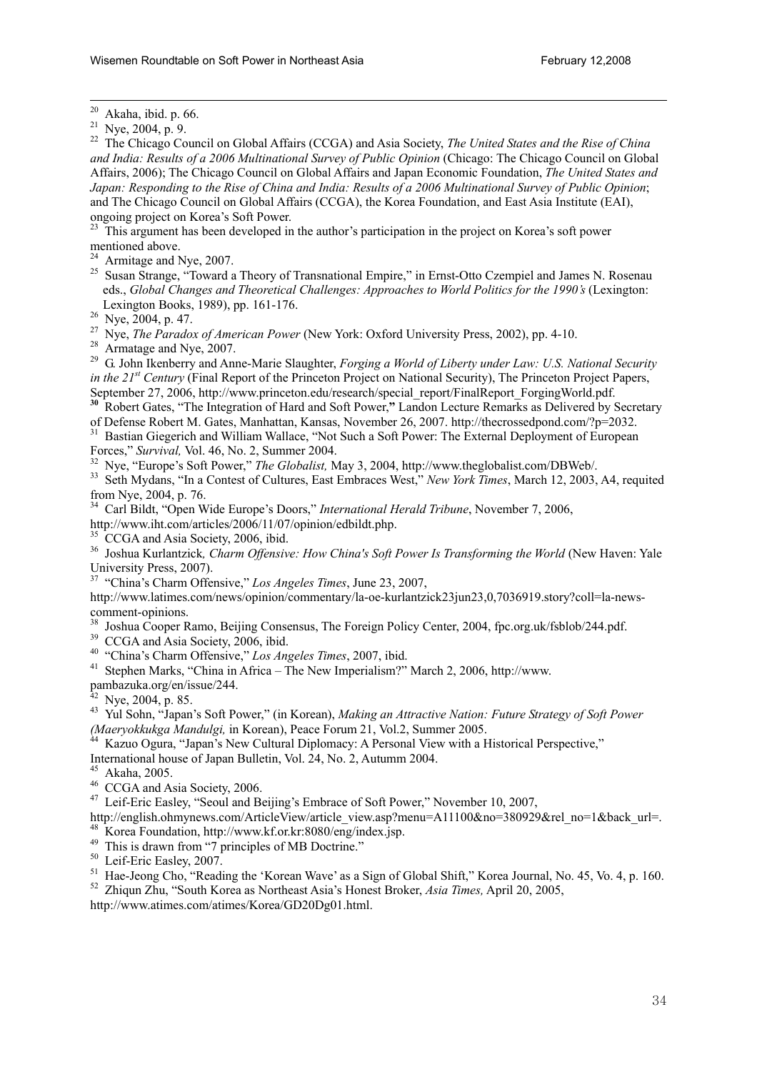[20] Akaha, ibid. p. 66.

[21] Nye, 2004, p. 9.

[22] The Chicago Council on Global Affairs (CCGA) and Asia Society, *The United States and the Rise of China and India: Results of a 2006 Multinational Survey of Public Opinion* (Chicago: The Chicago Council on Global Affairs, 2006); The Chicago Council on Global Affairs and Japan Economic Foundation, *The United States and Japan: Responding to the Rise of China and India: Results of a 2006 Multinational Survey of Public Opinion*; and The Chicago Council on Global Affairs (CCGA), the Korea Foundation, and East Asia Institute (EAI), ongoing project on Korea's Soft Power.

[23] This argument has been developed in the author's participation in the project on Korea's soft power mentioned above.

[24] Armitage and Nye, 2007.

[25] Susan Strange, "Toward a Theory of Transnational Empire," in Ernst-Otto Czempiel and James N. Rosenau eds., *Global Changes and Theoretical Challenges: Approaches to World Politics for the 1990's* (Lexington: Lexington Books, 1989), pp. 161-176.

[26] Nye, 2004, p. 47.

[27] Nye, *The Paradox of American Power* (New York: Oxford University Press, 2002), pp. 4-10.

[28] Armatage and Nye, 2007.

[29] G. John Ikenberry and Anne-Marie Slaughter, *Forging a World of Liberty under Law: U.S. National Security in the 21st Century* (Final Report of the Princeton Project on National Security), The Princeton Project Papers, September 27, 2006, http://www.princeton.edu/research/special_report/FinalReport_ForgingWorld.pdf.

[30] Robert Gates, "The Integration of Hard and Soft Power," Landon Lecture Remarks as Delivered by Secretary of Defense Robert M. Gates, Manhattan, Kansas, November 26, 2007. http://thecrossedpond.com/?p=2032.

[31] Bastian Giegerich and William Wallace, "Not Such a Soft Power: The External Deployment of European Forces," *Survival,* Vol. 46, No. 2, Summer 2004.

[32] Nye, "Europe's Soft Power," *The Globalist,* May 3, 2004, http://www.theglobalist.com/DBWeb/.

[33] Seth Mydans, "In a Contest of Cultures, East Embraces West," *New York Times*, March 12, 2003, A4, requited from Nye, 2004, p. 76.

[34] Carl Bildt, "Open Wide Europe's Doors," *International Herald Tribune*, November 7, 2006, http://www.iht.com/articles/2006/11/07/opinion/edbildt.php.

[35] CCGA and Asia Society, 2006, ibid.

[36] Joshua Kurlantzick*, Charm Offensive: How China's Soft Power Is Transforming the World* (New Haven: Yale University Press, 2007).

[37] "China's Charm Offensive," *Los Angeles Times*, June 23, 2007, http://www.latimes.com/news/opinion/commentary/la-oe-kurlantzick23jun23,0,7036919.story?coll=la-news-comment-opinions.

[38] Joshua Cooper Ramo, Beijing Consensus, The Foreign Policy Center, 2004, fpc.org.uk/fsblob/244.pdf.

[39] CCGA and Asia Society, 2006, ibid.

[40] "China's Charm Offensive," *Los Angeles Times*, 2007, ibid.

[41] Stephen Marks, "China in Africa – The New Imperialism?" March 2, 2006, http://www.pambazuka.org/en/issue/244.

[42] Nye, 2004, p. 85.

[43] Yul Sohn, "Japan's Soft Power," (in Korean), *Making an Attractive Nation: Future Strategy of Soft Power (Maeryokkukga Mandulgi,* in Korean), Peace Forum 21, Vol.2, Summer 2005.

[44] Kazuo Ogura, "Japan's New Cultural Diplomacy: A Personal View with a Historical Perspective," International house of Japan Bulletin, Vol. 24, No. 2, Autumm 2004.

[45] Akaha, 2005.

[46] CCGA and Asia Society, 2006.

[47] Leif-Eric Easley, "Seoul and Beijing's Embrace of Soft Power," November 10, 2007, http://english.ohmynews.com/ArticleView/article_view.asp?menu=A11100&no=380929&rel_no=1&back_url=.

[48] Korea Foundation, http://www.kf.or.kr:8080/eng/index.jsp.

[49] This is drawn from "7 principles of MB Doctrine."

[50] Leif-Eric Easley, 2007.

[51] Hae-Jeong Cho, "Reading the 'Korean Wave' as a Sign of Global Shift," Korea Journal, No. 45, Vo. 4, p. 160.

[52] Zhiqun Zhu, "South Korea as Northeast Asia's Honest Broker, *Asia Times,* April 20, 2005, http://www.atimes.com/atimes/Korea/GD20Dg01.html.